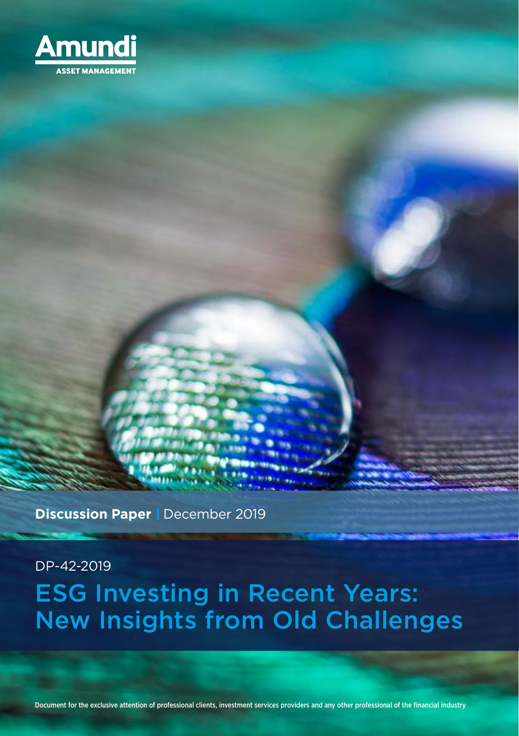Amundi

ASSET MANAGEMENT

**Discussion Paper** | December 2019

DP-42-2019

# ESG Investing in Recent Years: New Insights from Old Challenges

Document for the exclusive attention of professional clients, investment services providers and any other professional of the financial industry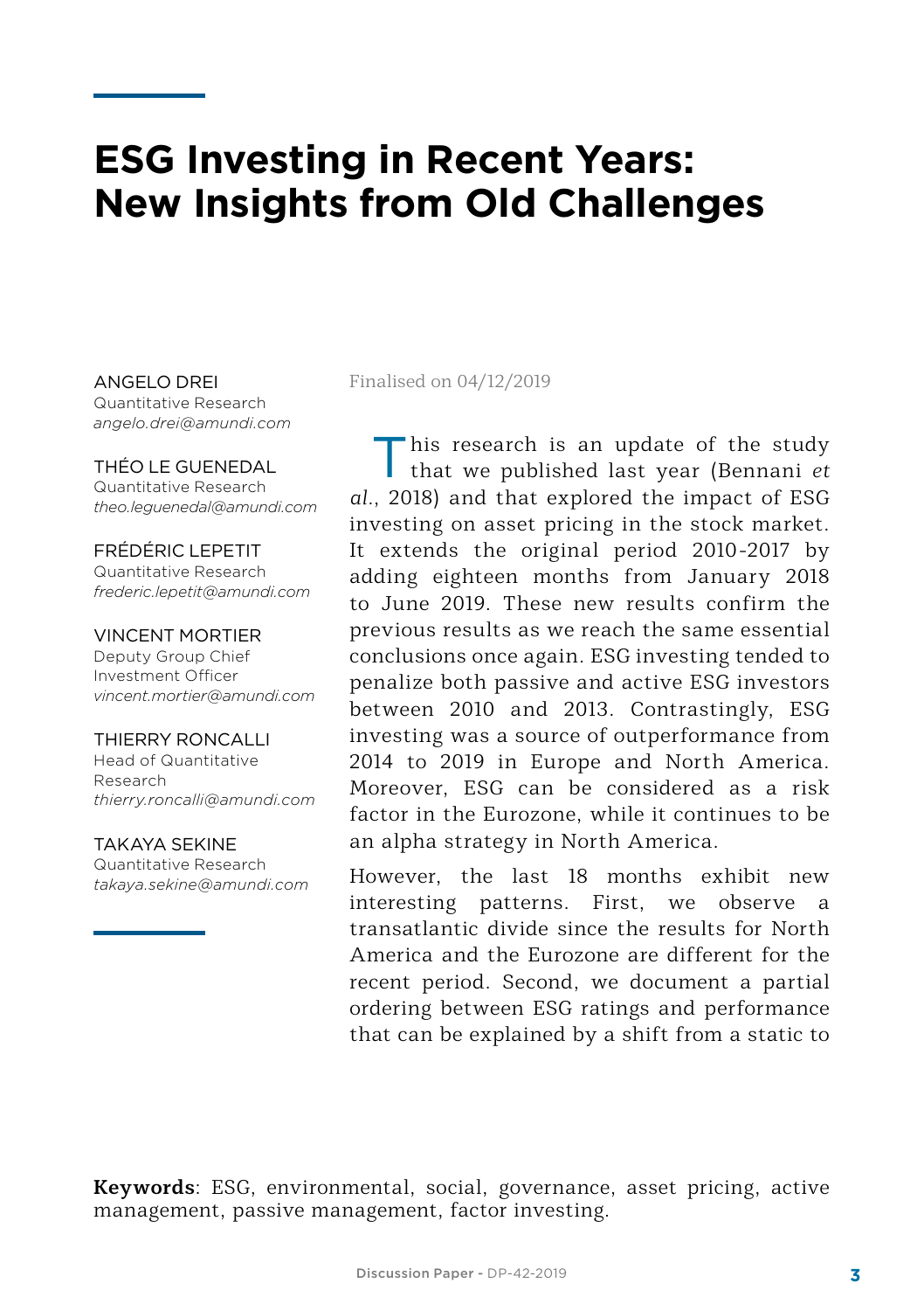# ESG Investing in Recent Years: New Insights from Old Challenges

ANGELO DREI
Quantitative Research
*angelo.drei@amundi.com*

THÉO LE GUENEDAL
Quantitative Research
*theo.leguenedal@amundi.com*

FRÉDÉRIC LEPETIT
Quantitative Research
*frederic.lepetit@amundi.com*

VINCENT MORTIER
Deputy Group Chief Investment Officer
*vincent.mortier@amundi.com*

THIERRY RONCALLI
Head of Quantitative Research
*thierry.roncalli@amundi.com*

TAKAYA SEKINE
Quantitative Research
*takaya.sekine@amundi.com*

Finalised on 04/12/2019

This research is an update of the study that we published last year (Bennani *et al.*, 2018) and that explored the impact of ESG investing on asset pricing in the stock market. It extends the original period 2010-2017 by adding eighteen months from January 2018 to June 2019. These new results confirm the previous results as we reach the same essential conclusions once again. ESG investing tended to penalize both passive and active ESG investors between 2010 and 2013. Contrastingly, ESG investing was a source of outperformance from 2014 to 2019 in Europe and North America. Moreover, ESG can be considered as a risk factor in the Eurozone, while it continues to be an alpha strategy in North America.

However, the last 18 months exhibit new interesting patterns. First, we observe a transatlantic divide since the results for North America and the Eurozone are different for the recent period. Second, we document a partial ordering between ESG ratings and performance that can be explained by a shift from a static to

**Keywords**: ESG, environmental, social, governance, asset pricing, active management, passive management, factor investing.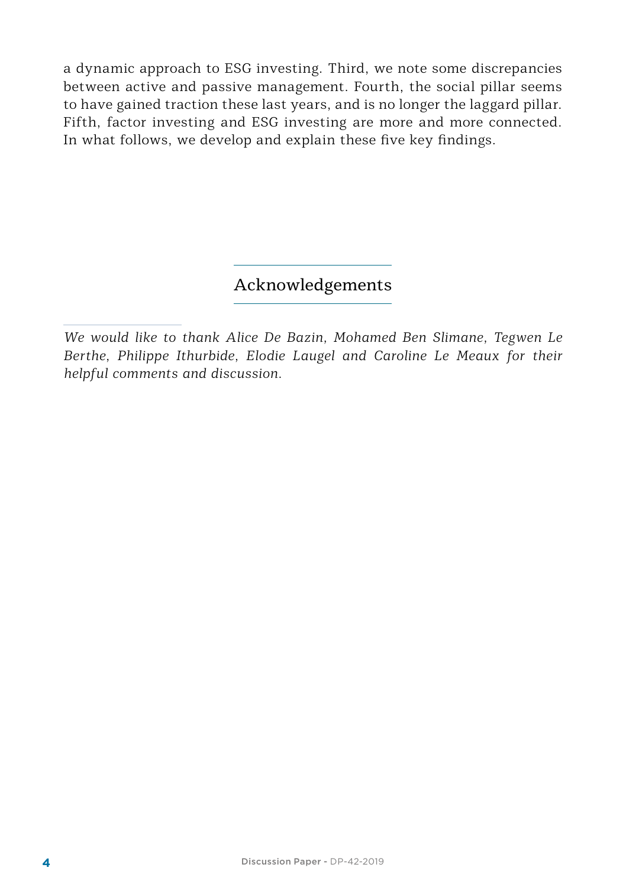a dynamic approach to ESG investing. Third, we note some discrepancies between active and passive management. Fourth, the social pillar seems to have gained traction these last years, and is no longer the laggard pillar. Fifth, factor investing and ESG investing are more and more connected. In what follows, we develop and explain these five key findings.

## Acknowledgements

*We would like to thank Alice De Bazin, Mohamed Ben Slimane, Tegwen Le Berthe, Philippe Ithurbide, Elodie Laugel and Caroline Le Meaux for their helpful comments and discussion.*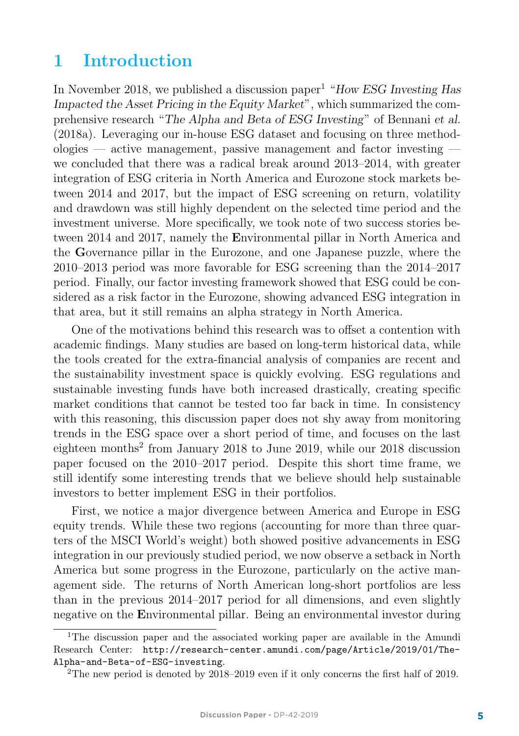# 1 Introduction

In November 2018, we published a discussion paper[1] "*How ESG Investing Has Impacted the Asset Pricing in the Equity Market*", which summarized the comprehensive research "*The Alpha and Beta of ESG Investing*" of Bennani *et al.* (2018a). Leveraging our in-house ESG dataset and focusing on three methodologies — active management, passive management and factor investing — we concluded that there was a radical break around 2013–2014, with greater integration of ESG criteria in North America and Eurozone stock markets between 2014 and 2017, but the impact of ESG screening on return, volatility and drawdown was still highly dependent on the selected time period and the investment universe. More specifically, we took note of two success stories between 2014 and 2017, namely the **E**nvironmental pillar in North America and the **G**overnance pillar in the Eurozone, and one Japanese puzzle, where the 2010–2013 period was more favorable for ESG screening than the 2014–2017 period. Finally, our factor investing framework showed that ESG could be considered as a risk factor in the Eurozone, showing advanced ESG integration in that area, but it still remains an alpha strategy in North America.

One of the motivations behind this research was to offset a contention with academic findings. Many studies are based on long-term historical data, while the tools created for the extra-financial analysis of companies are recent and the sustainability investment space is quickly evolving. ESG regulations and sustainable investing funds have both increased drastically, creating specific market conditions that cannot be tested too far back in time. In consistency with this reasoning, this discussion paper does not shy away from monitoring trends in the ESG space over a short period of time, and focuses on the last eighteen months[2] from January 2018 to June 2019, while our 2018 discussion paper focused on the 2010–2017 period. Despite this short time frame, we still identify some interesting trends that we believe should help sustainable investors to better implement ESG in their portfolios.

First, we notice a major divergence between America and Europe in ESG equity trends. While these two regions (accounting for more than three quarters of the MSCI World's weight) both showed positive advancements in ESG integration in our previously studied period, we now observe a setback in North America but some progress in the Eurozone, particularly on the active management side. The returns of North American long-short portfolios are less than in the previous 2014–2017 period for all dimensions, and even slightly negative on the **E**nvironmental pillar. Being an environmental investor during

---

[1] The discussion paper and the associated working paper are available in the Amundi Research Center: `http://research-center.amundi.com/page/Article/2019/01/The-Alpha-and-Beta-of-ESG-investing`.

[2] The new period is denoted by 2018–2019 even if it only concerns the first half of 2019.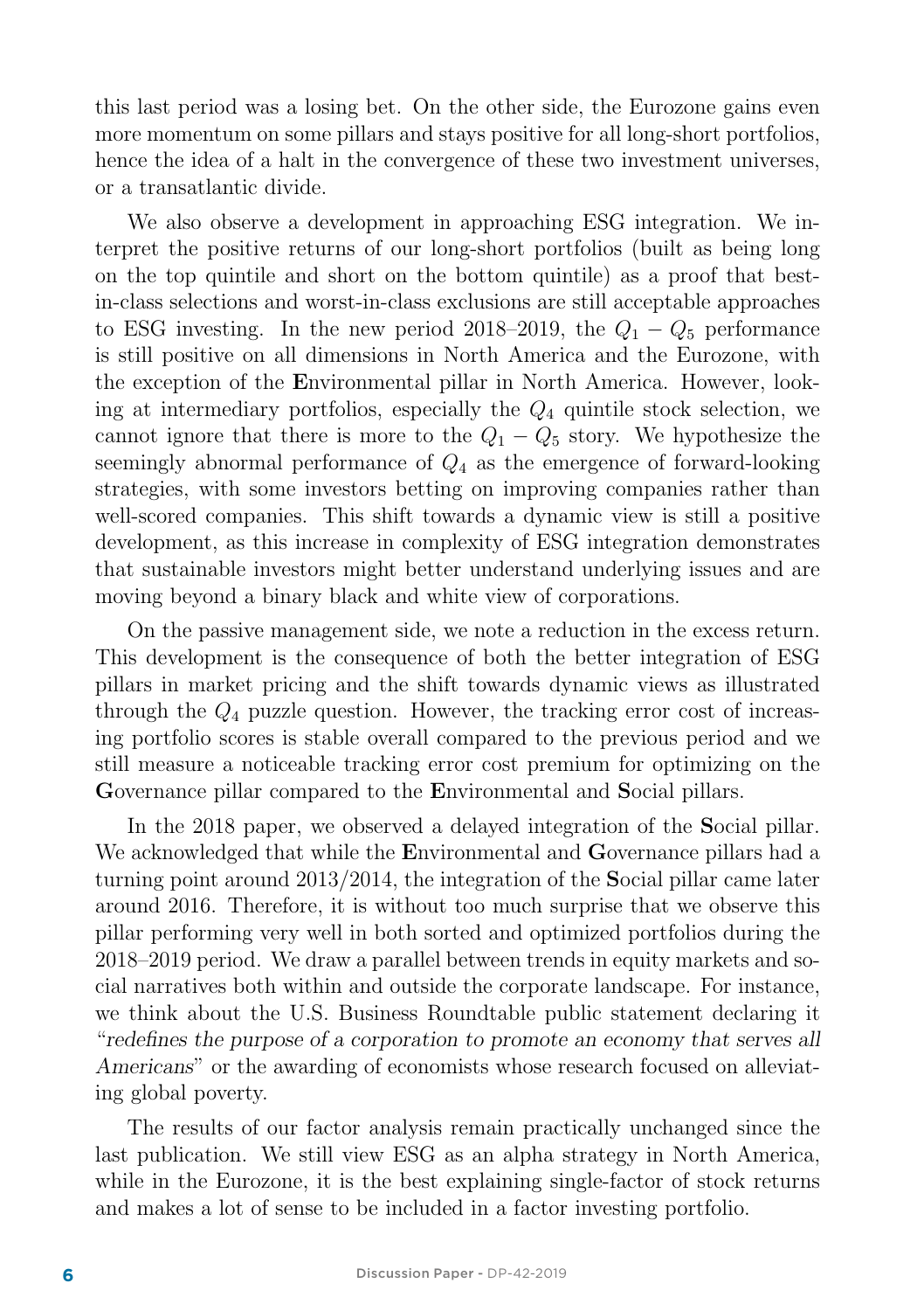this last period was a losing bet. On the other side, the Eurozone gains even more momentum on some pillars and stays positive for all long-short portfolios, hence the idea of a halt in the convergence of these two investment universes, or a transatlantic divide.

We also observe a development in approaching ESG integration. We interpret the positive returns of our long-short portfolios (built as being long on the top quintile and short on the bottom quintile) as a proof that best-in-class selections and worst-in-class exclusions are still acceptable approaches to ESG investing. In the new period 2018–2019, the $Q_1 - Q_5$ performance is still positive on all dimensions in North America and the Eurozone, with the exception of the **E**nvironmental pillar in North America. However, looking at intermediary portfolios, especially the $Q_4$ quintile stock selection, we cannot ignore that there is more to the $Q_1 - Q_5$ story. We hypothesize the seemingly abnormal performance of $Q_4$ as the emergence of forward-looking strategies, with some investors betting on improving companies rather than well-scored companies. This shift towards a dynamic view is still a positive development, as this increase in complexity of ESG integration demonstrates that sustainable investors might better understand underlying issues and are moving beyond a binary black and white view of corporations.

On the passive management side, we note a reduction in the excess return. This development is the consequence of both the better integration of ESG pillars in market pricing and the shift towards dynamic views as illustrated through the $Q_4$ puzzle question. However, the tracking error cost of increasing portfolio scores is stable overall compared to the previous period and we still measure a noticeable tracking error cost premium for optimizing on the **G**overnance pillar compared to the **E**nvironmental and **S**ocial pillars.

In the 2018 paper, we observed a delayed integration of the **S**ocial pillar. We acknowledged that while the **E**nvironmental and **G**overnance pillars had a turning point around 2013/2014, the integration of the **S**ocial pillar came later around 2016. Therefore, it is without too much surprise that we observe this pillar performing very well in both sorted and optimized portfolios during the 2018–2019 period. We draw a parallel between trends in equity markets and social narratives both within and outside the corporate landscape. For instance, we think about the U.S. Business Roundtable public statement declaring it "*redefines the purpose of a corporation to promote an economy that serves all Americans*" or the awarding of economists whose research focused on alleviating global poverty.

The results of our factor analysis remain practically unchanged since the last publication. We still view ESG as an alpha strategy in North America, while in the Eurozone, it is the best explaining single-factor of stock returns and makes a lot of sense to be included in a factor investing portfolio.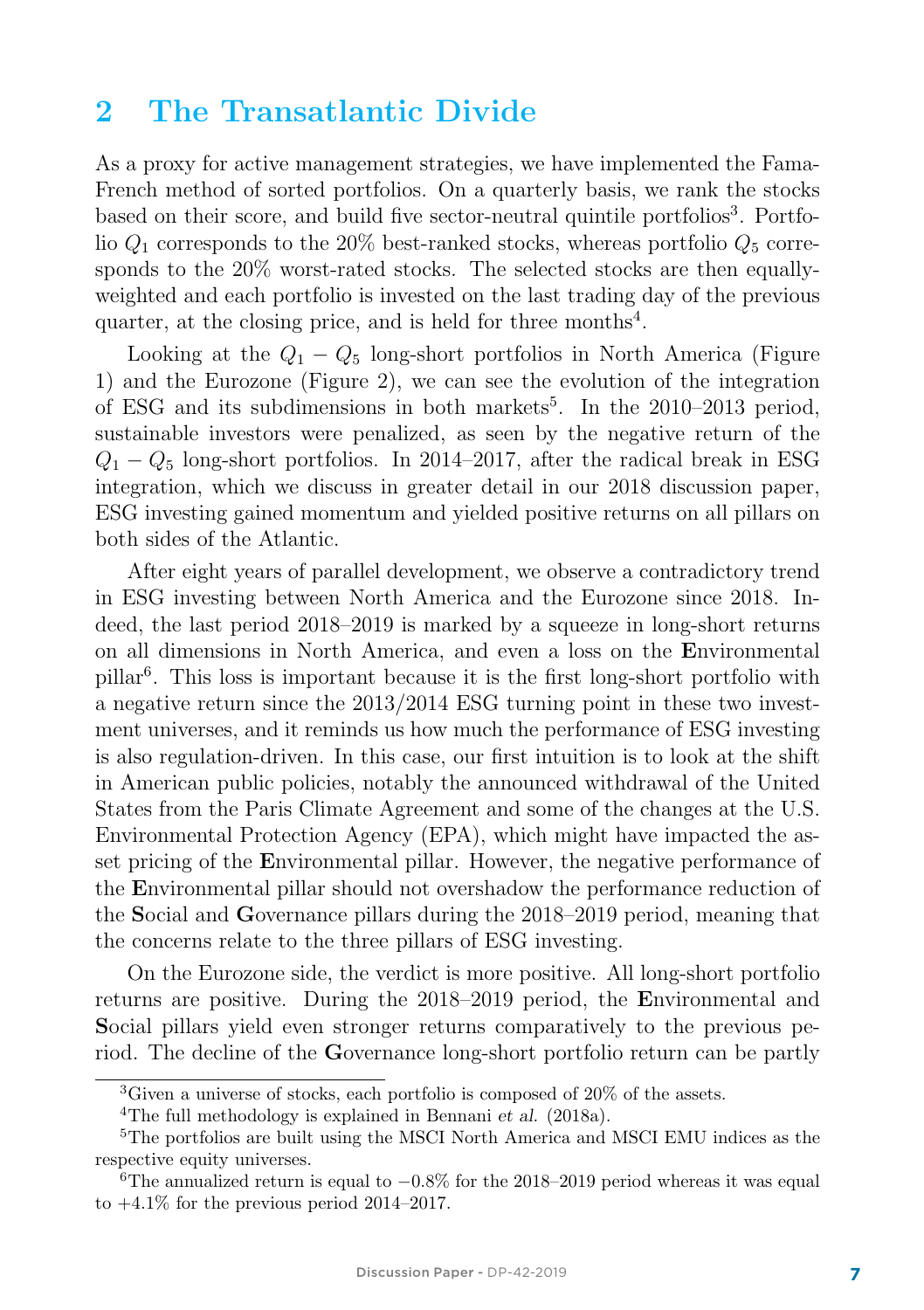## 2 The Transatlantic Divide

As a proxy for active management strategies, we have implemented the Fama-French method of sorted portfolios. On a quarterly basis, we rank the stocks based on their score, and build five sector-neutral quintile portfolios[3]. Portfolio $Q_1$ corresponds to the 20% best-ranked stocks, whereas portfolio $Q_5$ corresponds to the 20% worst-rated stocks. The selected stocks are then equally-weighted and each portfolio is invested on the last trading day of the previous quarter, at the closing price, and is held for three months[4].

Looking at the $Q_1 - Q_5$ long-short portfolios in North America (Figure 1) and the Eurozone (Figure 2), we can see the evolution of the integration of ESG and its subdimensions in both markets[5]. In the 2010–2013 period, sustainable investors were penalized, as seen by the negative return of the $Q_1 - Q_5$ long-short portfolios. In 2014–2017, after the radical break in ESG integration, which we discuss in greater detail in our 2018 discussion paper, ESG investing gained momentum and yielded positive returns on all pillars on both sides of the Atlantic.

After eight years of parallel development, we observe a contradictory trend in ESG investing between North America and the Eurozone since 2018. Indeed, the last period 2018–2019 is marked by a squeeze in long-short returns on all dimensions in North America, and even a loss on the **E**nvironmental pillar[6]. This loss is important because it is the first long-short portfolio with a negative return since the 2013/2014 ESG turning point in these two investment universes, and it reminds us how much the performance of ESG investing is also regulation-driven. In this case, our first intuition is to look at the shift in American public policies, notably the announced withdrawal of the United States from the Paris Climate Agreement and some of the changes at the U.S. Environmental Protection Agency (EPA), which might have impacted the asset pricing of the **E**nvironmental pillar. However, the negative performance of the **E**nvironmental pillar should not overshadow the performance reduction of the **S**ocial and **G**overnance pillars during the 2018–2019 period, meaning that the concerns relate to the three pillars of ESG investing.

On the Eurozone side, the verdict is more positive. All long-short portfolio returns are positive. During the 2018–2019 period, the **E**nvironmental and **S**ocial pillars yield even stronger returns comparatively to the previous period. The decline of the **G**overnance long-short portfolio return can be partly

[3] Given a universe of stocks, each portfolio is composed of 20% of the assets.

[4] The full methodology is explained in Bennani *et al.* (2018a).

[5] The portfolios are built using the MSCI North America and MSCI EMU indices as the respective equity universes.

[6] The annualized return is equal to $-0.8\%$ for the 2018–2019 period whereas it was equal to $+4.1\%$ for the previous period 2014–2017.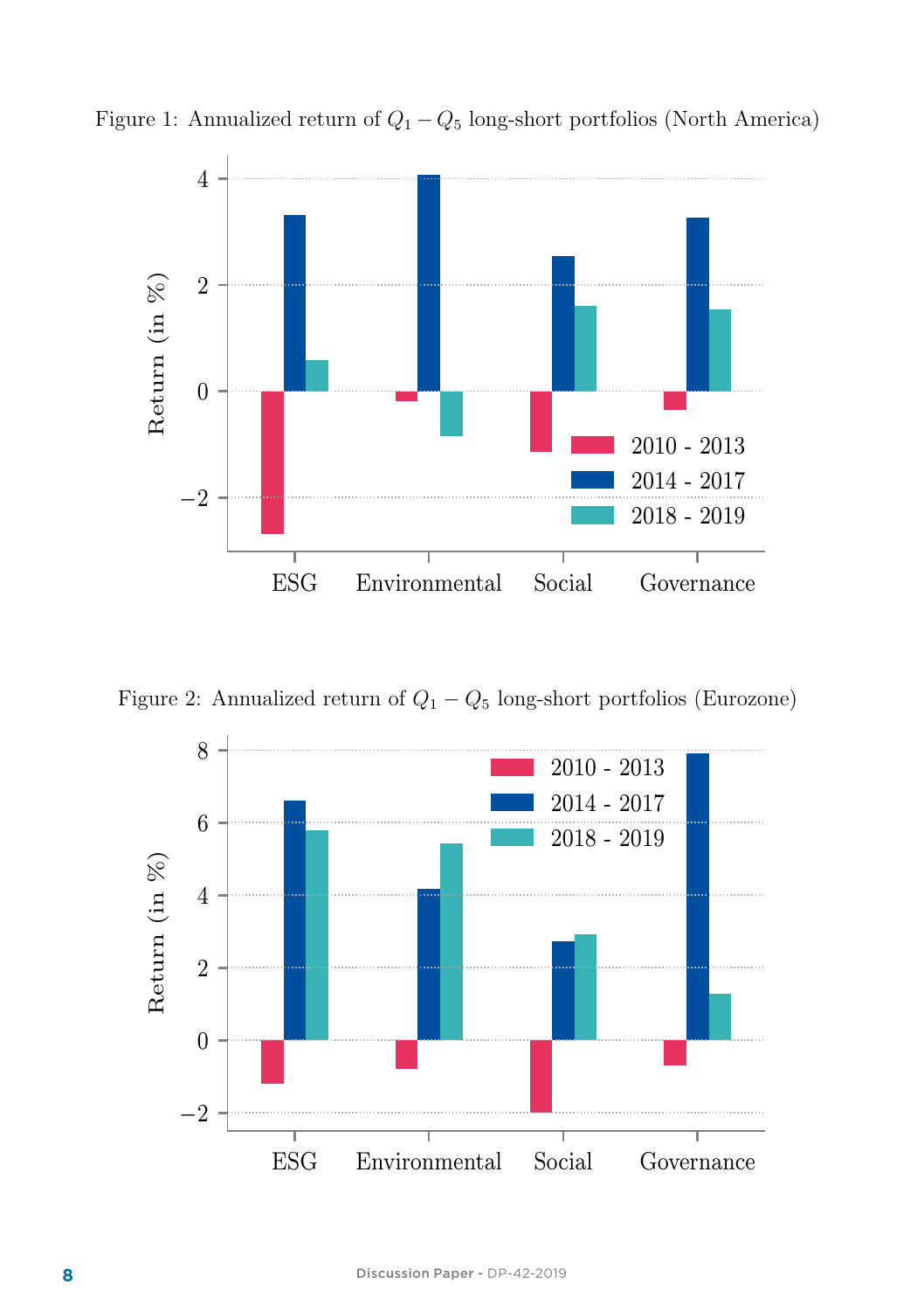Figure 1: Annualized return of $Q_1 - Q_5$ long-short portfolios (North America)

Figure 2: Annualized return of $Q_1 - Q_5$ long-short portfolios (Eurozone)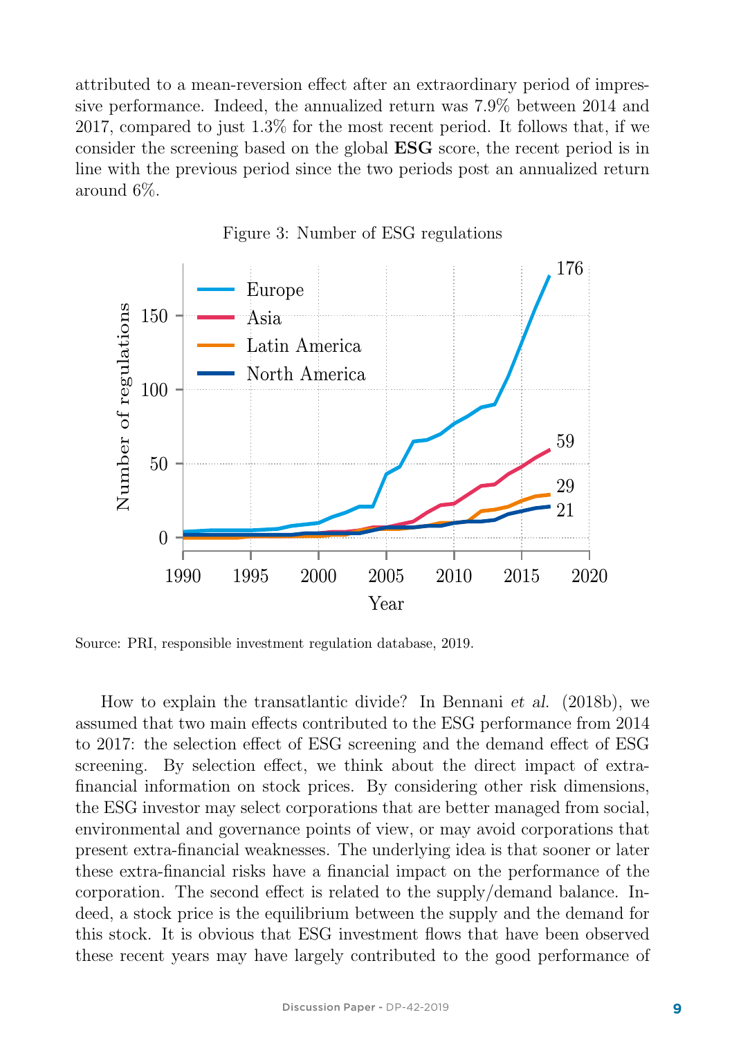attributed to a mean-reversion effect after an extraordinary period of impressive performance. Indeed, the annualized return was 7.9% between 2014 and 2017, compared to just 1.3% for the most recent period. It follows that, if we consider the screening based on the global **ESG** score, the recent period is in line with the previous period since the two periods post an annualized return around 6%.

Figure 3: Number of ESG regulations

Source: PRI, responsible investment regulation database, 2019.

How to explain the transatlantic divide? In Bennani *et al.* (2018b), we assumed that two main effects contributed to the ESG performance from 2014 to 2017: the selection effect of ESG screening and the demand effect of ESG screening. By selection effect, we think about the direct impact of extra-financial information on stock prices. By considering other risk dimensions, the ESG investor may select corporations that are better managed from social, environmental and governance points of view, or may avoid corporations that present extra-financial weaknesses. The underlying idea is that sooner or later these extra-financial risks have a financial impact on the performance of the corporation. The second effect is related to the supply/demand balance. Indeed, a stock price is the equilibrium between the supply and the demand for this stock. It is obvious that ESG investment flows that have been observed these recent years may have largely contributed to the good performance of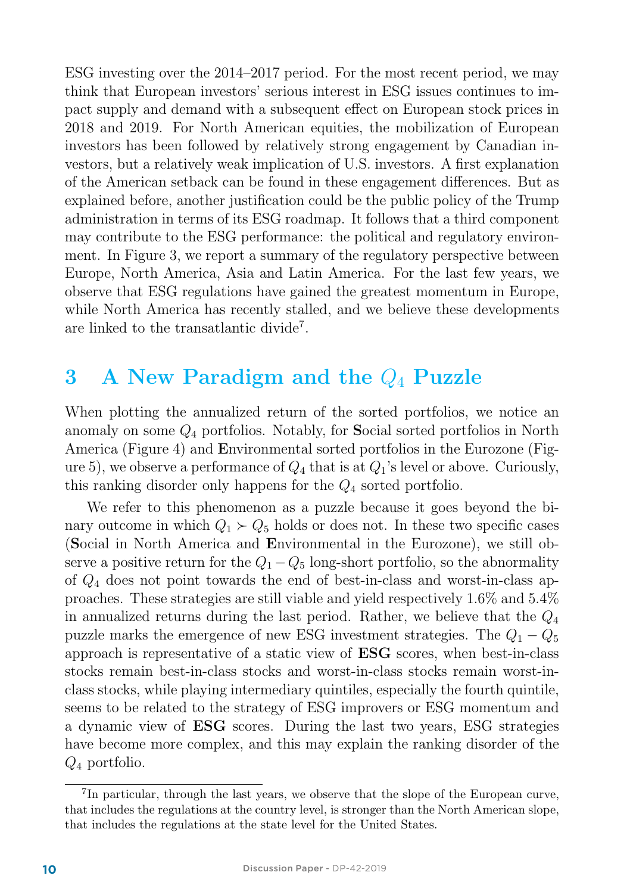ESG investing over the 2014–2017 period. For the most recent period, we may think that European investors' serious interest in ESG issues continues to impact supply and demand with a subsequent effect on European stock prices in 2018 and 2019. For North American equities, the mobilization of European investors has been followed by relatively strong engagement by Canadian investors, but a relatively weak implication of U.S. investors. A first explanation of the American setback can be found in these engagement differences. But as explained before, another justification could be the public policy of the Trump administration in terms of its ESG roadmap. It follows that a third component may contribute to the ESG performance: the political and regulatory environment. In Figure 3, we report a summary of the regulatory perspective between Europe, North America, Asia and Latin America. For the last few years, we observe that ESG regulations have gained the greatest momentum in Europe, while North America has recently stalled, and we believe these developments are linked to the transatlantic divide[7].

## 3 A New Paradigm and the $Q_4$ Puzzle

When plotting the annualized return of the sorted portfolios, we notice an anomaly on some $Q_4$ portfolios. Notably, for **S**ocial sorted portfolios in North America (Figure 4) and **E**nvironmental sorted portfolios in the Eurozone (Figure 5), we observe a performance of $Q_4$ that is at $Q_1$'s level or above. Curiously, this ranking disorder only happens for the $Q_4$ sorted portfolio.

We refer to this phenomenon as a puzzle because it goes beyond the binary outcome in which $Q_1 \succ Q_5$ holds or does not. In these two specific cases (**S**ocial in North America and **E**nvironmental in the Eurozone), we still observe a positive return for the $Q_1 - Q_5$ long-short portfolio, so the abnormality of $Q_4$ does not point towards the end of best-in-class and worst-in-class approaches. These strategies are still viable and yield respectively 1.6% and 5.4% in annualized returns during the last period. Rather, we believe that the $Q_4$ puzzle marks the emergence of new ESG investment strategies. The $Q_1 - Q_5$ approach is representative of a static view of **ESG** scores, when best-in-class stocks remain best-in-class stocks and worst-in-class stocks remain worst-in-class stocks, while playing intermediary quintiles, especially the fourth quintile, seems to be related to the strategy of ESG improvers or ESG momentum and a dynamic view of **ESG** scores. During the last two years, ESG strategies have become more complex, and this may explain the ranking disorder of the $Q_4$ portfolio.

[7] In particular, through the last years, we observe that the slope of the European curve, that includes the regulations at the country level, is stronger than the North American slope, that includes the regulations at the state level for the United States.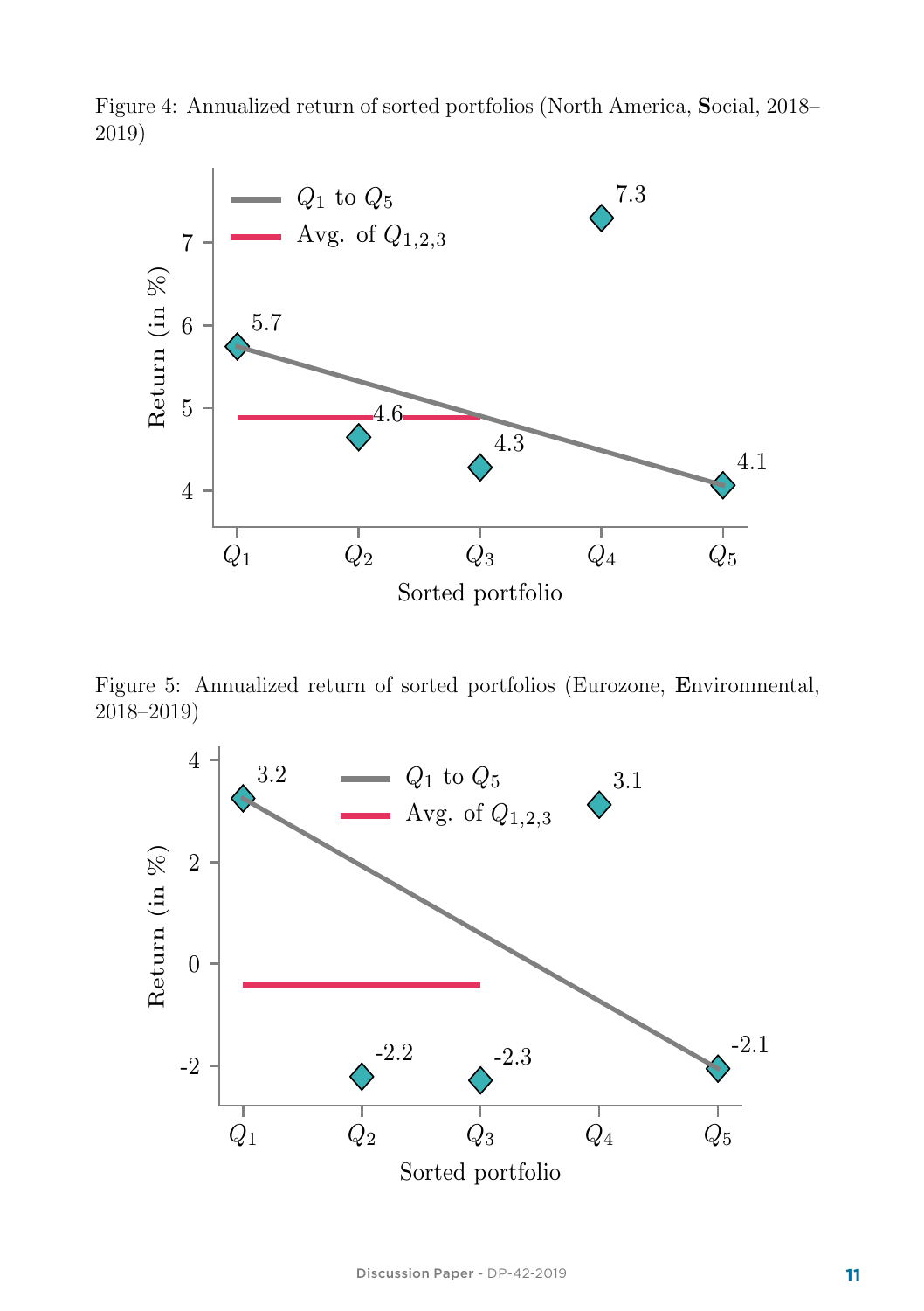Figure 4: Annualized return of sorted portfolios (North America, **S**ocial, 2018–2019)

Figure 5: Annualized return of sorted portfolios (Eurozone, **E**nvironmental, 2018–2019)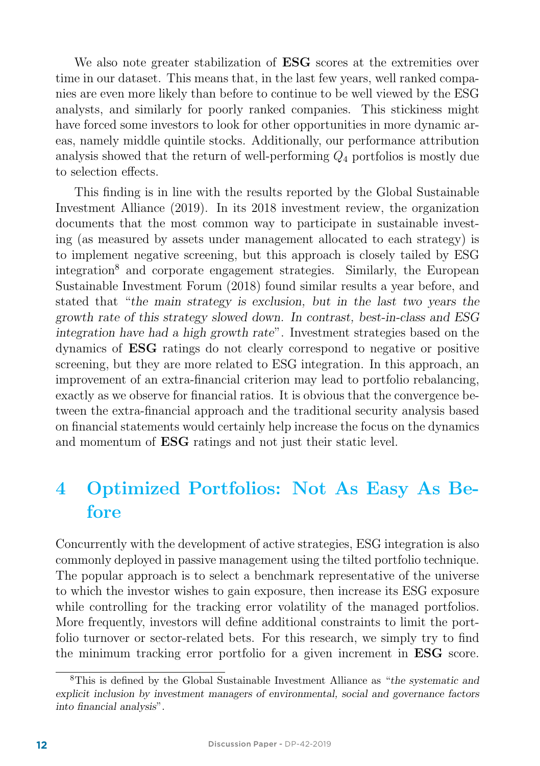We also note greater stabilization of **ESG** scores at the extremities over time in our dataset. This means that, in the last few years, well ranked companies are even more likely than before to continue to be well viewed by the ESG analysts, and similarly for poorly ranked companies. This stickiness might have forced some investors to look for other opportunities in more dynamic areas, namely middle quintile stocks. Additionally, our performance attribution analysis showed that the return of well-performing $Q_4$ portfolios is mostly due to selection effects.

This finding is in line with the results reported by the Global Sustainable Investment Alliance (2019). In its 2018 investment review, the organization documents that the most common way to participate in sustainable investing (as measured by assets under management allocated to each strategy) is to implement negative screening, but this approach is closely tailed by ESG integration[8] and corporate engagement strategies. Similarly, the European Sustainable Investment Forum (2018) found similar results a year before, and stated that "*the main strategy is exclusion, but in the last two years the growth rate of this strategy slowed down. In contrast, best-in-class and ESG integration have had a high growth rate*". Investment strategies based on the dynamics of **ESG** ratings do not clearly correspond to negative or positive screening, but they are more related to ESG integration. In this approach, an improvement of an extra-financial criterion may lead to portfolio rebalancing, exactly as we observe for financial ratios. It is obvious that the convergence between the extra-financial approach and the traditional security analysis based on financial statements would certainly help increase the focus on the dynamics and momentum of **ESG** ratings and not just their static level.

# 4 Optimized Portfolios: Not As Easy As Before

Concurrently with the development of active strategies, ESG integration is also commonly deployed in passive management using the tilted portfolio technique. The popular approach is to select a benchmark representative of the universe to which the investor wishes to gain exposure, then increase its ESG exposure while controlling for the tracking error volatility of the managed portfolios. More frequently, investors will define additional constraints to limit the portfolio turnover or sector-related bets. For this research, we simply try to find the minimum tracking error portfolio for a given increment in **ESG** score.

[8] This is defined by the Global Sustainable Investment Alliance as "*the systematic and explicit inclusion by investment managers of environmental, social and governance factors into financial analysis*".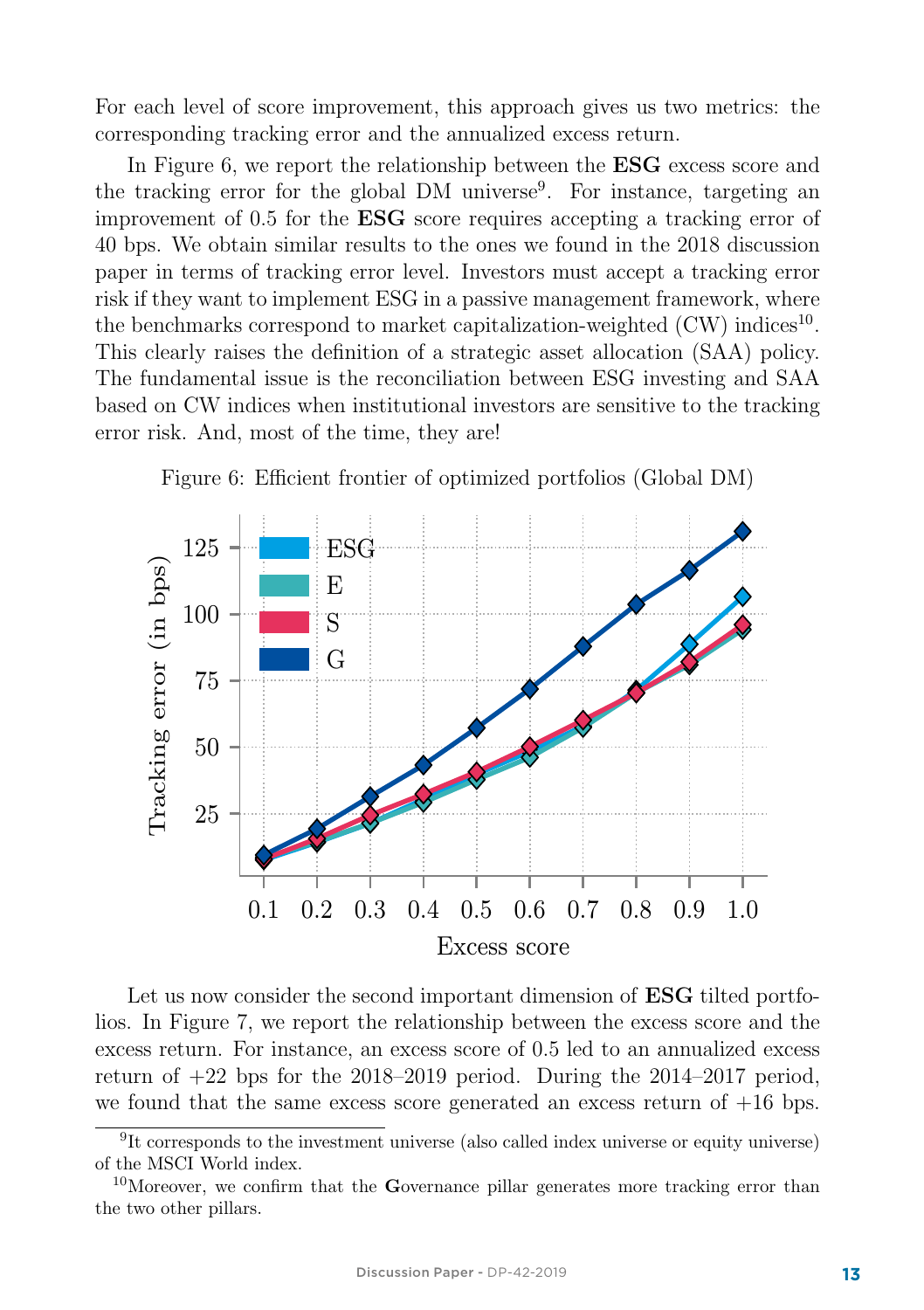For each level of score improvement, this approach gives us two metrics: the corresponding tracking error and the annualized excess return.

In Figure 6, we report the relationship between the **ESG** excess score and the tracking error for the global DM universe[9]. For instance, targeting an improvement of 0.5 for the **ESG** score requires accepting a tracking error of 40 bps. We obtain similar results to the ones we found in the 2018 discussion paper in terms of tracking error level. Investors must accept a tracking error risk if they want to implement ESG in a passive management framework, where the benchmarks correspond to market capitalization-weighted (CW) indices[10]. This clearly raises the definition of a strategic asset allocation (SAA) policy. The fundamental issue is the reconciliation between ESG investing and SAA based on CW indices when institutional investors are sensitive to the tracking error risk. And, most of the time, they are!

Figure 6: Efficient frontier of optimized portfolios (Global DM)

Let us now consider the second important dimension of **ESG** tilted portfolios. In Figure 7, we report the relationship between the excess score and the excess return. For instance, an excess score of 0.5 led to an annualized excess return of +22 bps for the 2018–2019 period. During the 2014–2017 period, we found that the same excess score generated an excess return of +16 bps.

[9] It corresponds to the investment universe (also called index universe or equity universe) of the MSCI World index.

[10] Moreover, we confirm that the **G**overnance pillar generates more tracking error than the two other pillars.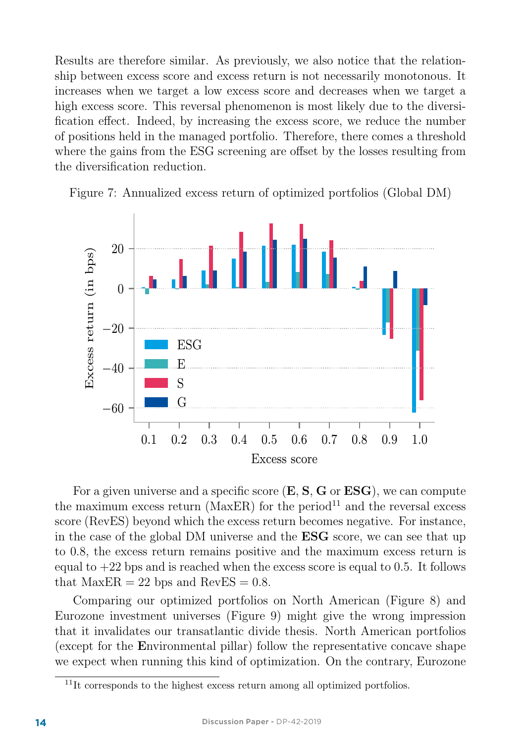Results are therefore similar. As previously, we also notice that the relationship between excess score and excess return is not necessarily monotonous. It increases when we target a low excess score and decreases when we target a high excess score. This reversal phenomenon is most likely due to the diversification effect. Indeed, by increasing the excess score, we reduce the number of positions held in the managed portfolio. Therefore, there comes a threshold where the gains from the ESG screening are offset by the losses resulting from the diversification reduction.

Figure 7: Annualized excess return of optimized portfolios (Global DM)

For a given universe and a specific score (**E**, **S**, **G** or **ESG**), we can compute the maximum excess return (MaxER) for the period[11] and the reversal excess score (RevES) beyond which the excess return becomes negative. For instance, in the case of the global DM universe and the **ESG** score, we can see that up to 0.8, the excess return remains positive and the maximum excess return is equal to +22 bps and is reached when the excess score is equal to 0.5. It follows that MaxER = 22 bps and RevES = 0.8.

Comparing our optimized portfolios on North American (Figure 8) and Eurozone investment universes (Figure 9) might give the wrong impression that it invalidates our transatlantic divide thesis. North American portfolios (except for the **E**nvironmental pillar) follow the representative concave shape we expect when running this kind of optimization. On the contrary, Eurozone

[11] It corresponds to the highest excess return among all optimized portfolios.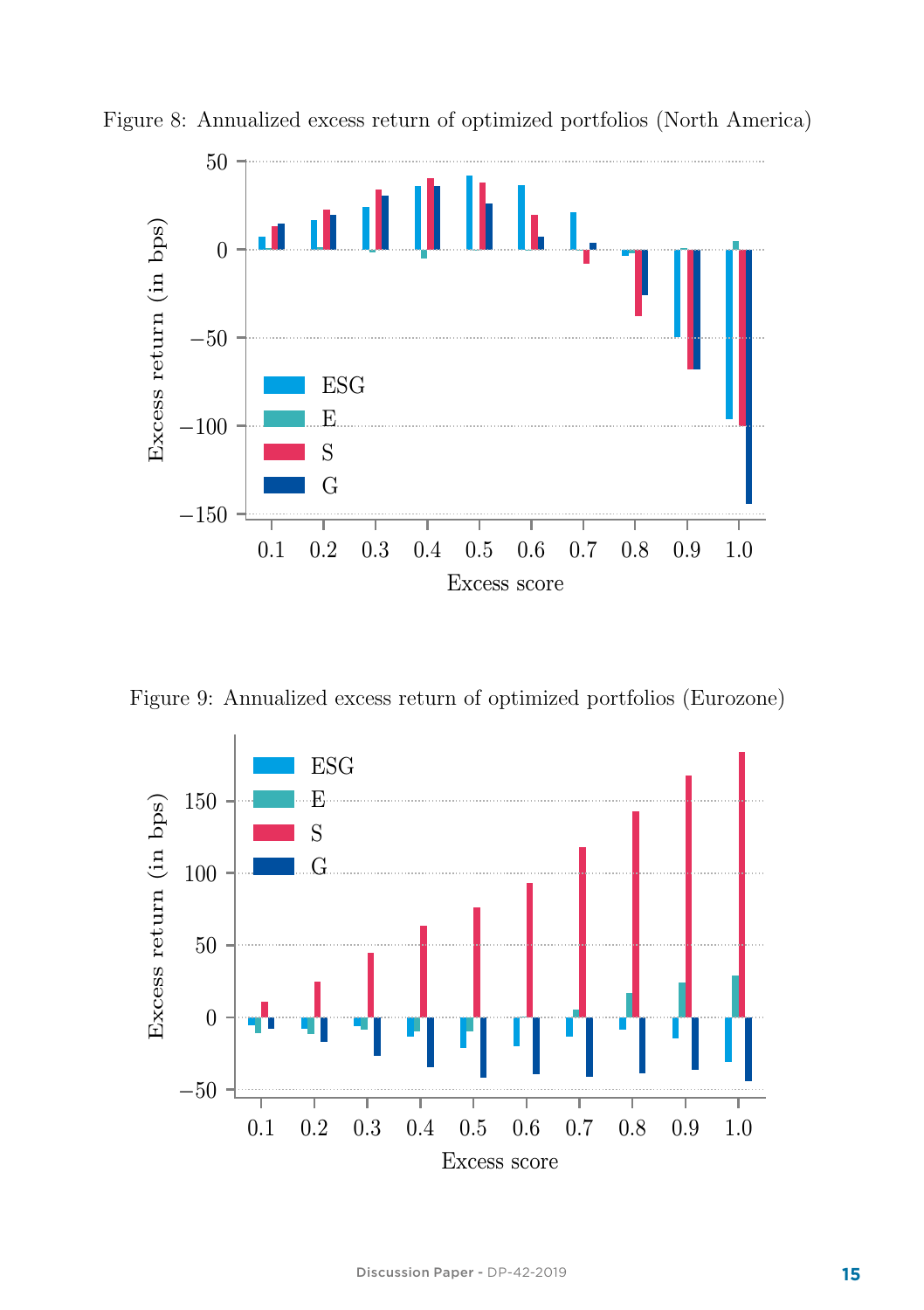Figure 8: Annualized excess return of optimized portfolios (North America)

Figure 9: Annualized excess return of optimized portfolios (Eurozone)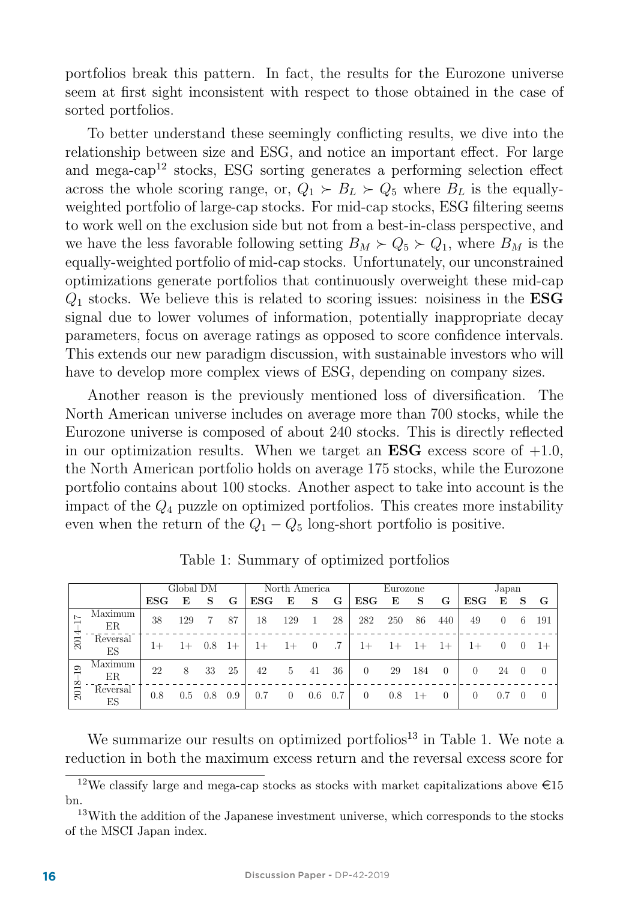portfolios break this pattern. In fact, the results for the Eurozone universe seem at first sight inconsistent with respect to those obtained in the case of sorted portfolios.

To better understand these seemingly conflicting results, we dive into the relationship between size and ESG, and notice an important effect. For large and mega-cap[12] stocks, ESG sorting generates a performing selection effect across the whole scoring range, or, $Q_1 \succ B_L \succ Q_5$ where $B_L$ is the equally-weighted portfolio of large-cap stocks. For mid-cap stocks, ESG filtering seems to work well on the exclusion side but not from a best-in-class perspective, and we have the less favorable following setting $B_M \succ Q_5 \succ Q_1$, where $B_M$ is the equally-weighted portfolio of mid-cap stocks. Unfortunately, our unconstrained optimizations generate portfolios that continuously overweight these mid-cap $Q_1$ stocks. We believe this is related to scoring issues: noisiness in the **ESG** signal due to lower volumes of information, potentially inappropriate decay parameters, focus on average ratings as opposed to score confidence intervals. This extends our new paradigm discussion, with sustainable investors who will have to develop more complex views of ESG, depending on company sizes.

Another reason is the previously mentioned loss of diversification. The North American universe includes on average more than 700 stocks, while the Eurozone universe is composed of about 240 stocks. This is directly reflected in our optimization results. When we target an **ESG** excess score of +1.0, the North American portfolio holds on average 175 stocks, while the Eurozone portfolio contains about 100 stocks. Another aspect to take into account is the impact of the $Q_4$ puzzle on optimized portfolios. This creates more instability even when the return of the $Q_1 - Q_5$ long-short portfolio is positive.

Table 1: Summary of optimized portfolios

| | | Global DM | | | | North America | | | | Eurozone | | | | Japan | | | |
|---|---|---|---|---|---|---|---|---|---|---|---|---|---|---|---|---|---|
| | | **ESG** | **E** | **S** | **G** | **ESG** | **E** | **S** | **G** | **ESG** | **E** | **S** | **G** | **ESG** | **E** | **S** | **G** |
| 2014–17 | Maximum ER | 38 | 129 | 7 | 87 | 18 | 129 | 1 | 28 | 282 | 250 | 86 | 440 | 49 | 0 | 6 | 191 |
| | Reversal ES | 1+ | 1+ | 0.8 | 1+ | 1+ | 1+ | 0 | .7 | 1+ | 1+ | 1+ | 1+ | 1+ | 0 | 0 | 1+ |
| 2018–19 | Maximum ER | 22 | 8 | 33 | 25 | 42 | 5 | 41 | 36 | 0 | 29 | 184 | 0 | 0 | 24 | 0 | 0 |
| | Reversal ES | 0.8 | 0.5 | 0.8 | 0.9 | 0.7 | 0 | 0.6 | 0.7 | 0 | 0.8 | 1+ | 0 | 0 | 0.7 | 0 | 0 |

We summarize our results on optimized portfolios[13] in Table 1. We note a reduction in both the maximum excess return and the reversal excess score for

[12] We classify large and mega-cap stocks as stocks with market capitalizations above €15 bn.

[13] With the addition of the Japanese investment universe, which corresponds to the stocks of the MSCI Japan index.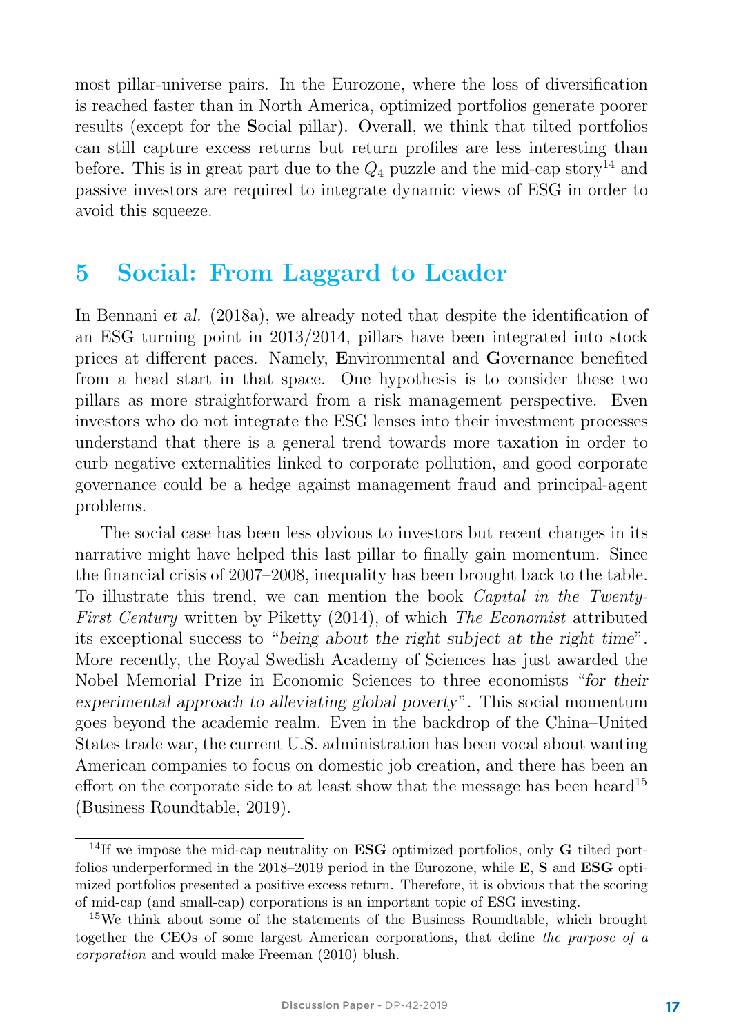most pillar-universe pairs. In the Eurozone, where the loss of diversification is reached faster than in North America, optimized portfolios generate poorer results (except for the **S**ocial pillar). Overall, we think that tilted portfolios can still capture excess returns but return profiles are less interesting than before. This is in great part due to the $Q_4$ puzzle and the mid-cap story[14] and passive investors are required to integrate dynamic views of ESG in order to avoid this squeeze.

# 5 Social: From Laggard to Leader

In Bennani *et al.* (2018a), we already noted that despite the identification of an ESG turning point in 2013/2014, pillars have been integrated into stock prices at different paces. Namely, **E**nvironmental and **G**overnance benefited from a head start in that space. One hypothesis is to consider these two pillars as more straightforward from a risk management perspective. Even investors who do not integrate the ESG lenses into their investment processes understand that there is a general trend towards more taxation in order to curb negative externalities linked to corporate pollution, and good corporate governance could be a hedge against management fraud and principal-agent problems.

The social case has been less obvious to investors but recent changes in its narrative might have helped this last pillar to finally gain momentum. Since the financial crisis of 2007–2008, inequality has been brought back to the table. To illustrate this trend, we can mention the book *Capital in the Twenty-First Century* written by Piketty (2014), of which *The Economist* attributed its exceptional success to "*being about the right subject at the right time*". More recently, the Royal Swedish Academy of Sciences has just awarded the Nobel Memorial Prize in Economic Sciences to three economists "*for their experimental approach to alleviating global poverty*". This social momentum goes beyond the academic realm. Even in the backdrop of the China–United States trade war, the current U.S. administration has been vocal about wanting American companies to focus on domestic job creation, and there has been an effort on the corporate side to at least show that the message has been heard[15] (Business Roundtable, 2019).

---

[14] If we impose the mid-cap neutrality on **ESG** optimized portfolios, only **G** tilted portfolios underperformed in the 2018–2019 period in the Eurozone, while **E**, **S** and **ESG** optimized portfolios presented a positive excess return. Therefore, it is obvious that the scoring of mid-cap (and small-cap) corporations is an important topic of ESG investing.

[15] We think about some of the statements of the Business Roundtable, which brought together the CEOs of some largest American corporations, that define *the purpose of a corporation* and would make Freeman (2010) blush.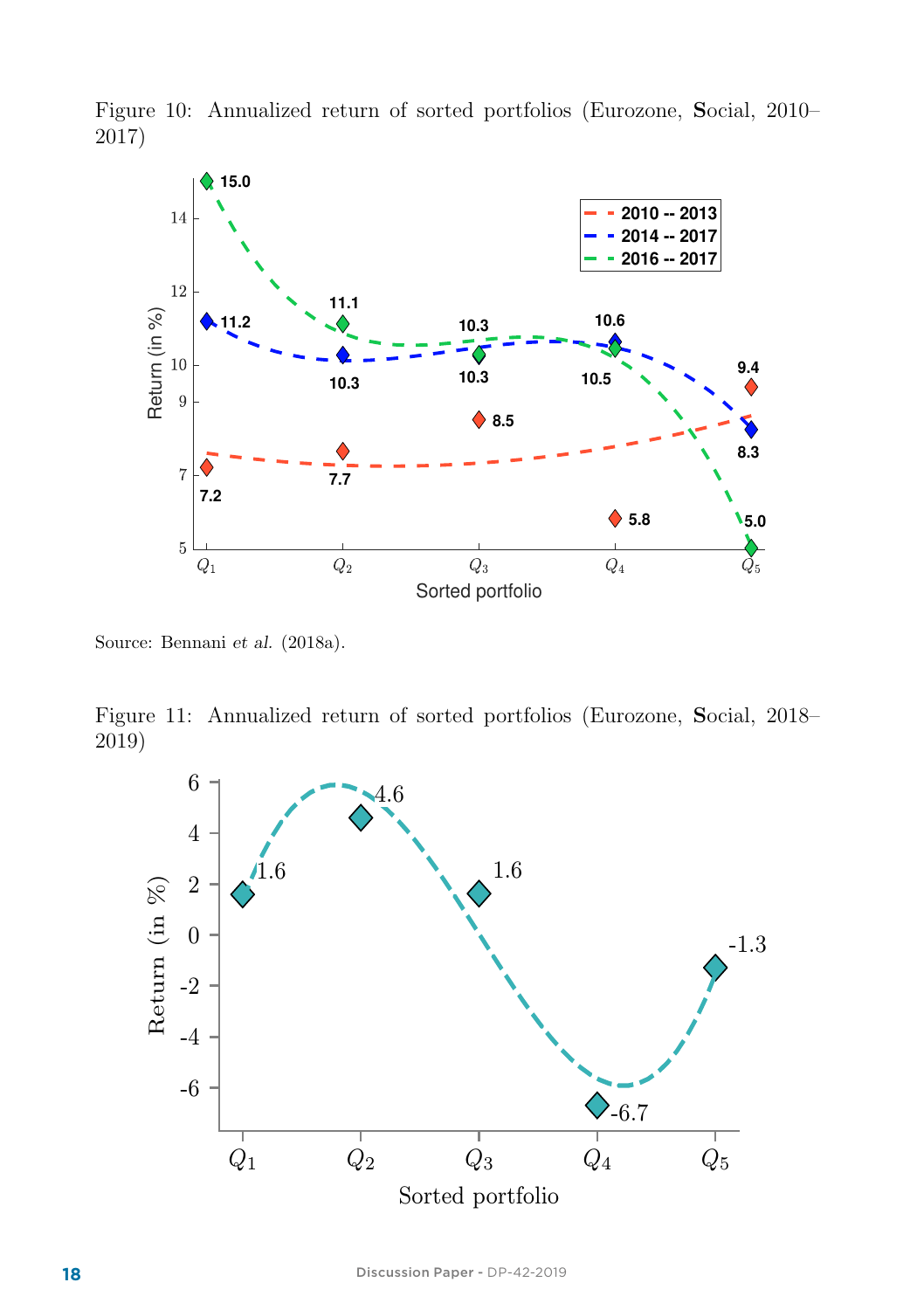Figure 10: Annualized return of sorted portfolios (Eurozone, **S**ocial, 2010–2017)

Source: Bennani *et al.* (2018a).

Figure 11: Annualized return of sorted portfolios (Eurozone, **S**ocial, 2018–2019)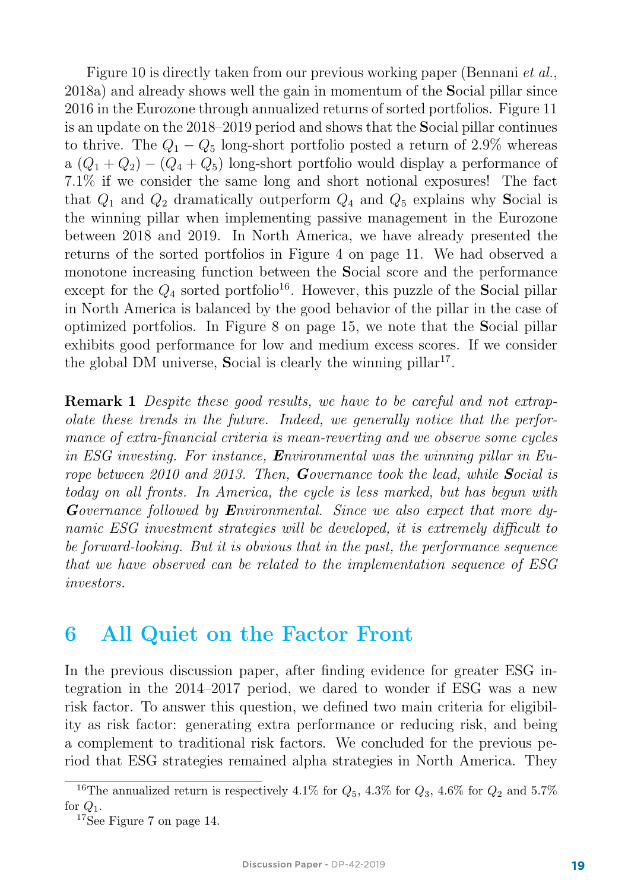Figure 10 is directly taken from our previous working paper (Bennani *et al.*, 2018a) and already shows well the gain in momentum of the **S**ocial pillar since 2016 in the Eurozone through annualized returns of sorted portfolios. Figure 11 is an update on the 2018–2019 period and shows that the **S**ocial pillar continues to thrive. The $Q_1 - Q_5$ long-short portfolio posted a return of 2.9% whereas a $(Q_1 + Q_2) - (Q_4 + Q_5)$ long-short portfolio would display a performance of 7.1% if we consider the same long and short notional exposures! The fact that $Q_1$ and $Q_2$ dramatically outperform $Q_4$ and $Q_5$ explains why **S**ocial is the winning pillar when implementing passive management in the Eurozone between 2018 and 2019. In North America, we have already presented the returns of the sorted portfolios in Figure 4 on page 11. We had observed a monotone increasing function between the **S**ocial score and the performance except for the $Q_4$ sorted portfolio[16]. However, this puzzle of the **S**ocial pillar in North America is balanced by the good behavior of the pillar in the case of optimized portfolios. In Figure 8 on page 15, we note that the **S**ocial pillar exhibits good performance for low and medium excess scores. If we consider the global DM universe, **S**ocial is clearly the winning pillar[17].

**Remark 1** *Despite these good results, we have to be careful and not extrapolate these trends in the future. Indeed, we generally notice that the performance of extra-financial criteria is mean-reverting and we observe some cycles in ESG investing. For instance,* ***E****nvironmental was the winning pillar in Europe between 2010 and 2013. Then,* ***G****overnance took the lead, while* ***S****ocial is today on all fronts. In America, the cycle is less marked, but has begun with* ***G****overnance followed by* ***E****nvironmental. Since we also expect that more dynamic ESG investment strategies will be developed, it is extremely difficult to be forward-looking. But it is obvious that in the past, the performance sequence that we have observed can be related to the implementation sequence of ESG investors.*

## 6 All Quiet on the Factor Front

In the previous discussion paper, after finding evidence for greater ESG integration in the 2014–2017 period, we dared to wonder if ESG was a new risk factor. To answer this question, we defined two main criteria for eligibility as risk factor: generating extra performance or reducing risk, and being a complement to traditional risk factors. We concluded for the previous period that ESG strategies remained alpha strategies in North America. They

[16] The annualized return is respectively 4.1% for $Q_5$, 4.3% for $Q_3$, 4.6% for $Q_2$ and 5.7% for $Q_1$.

[17] See Figure 7 on page 14.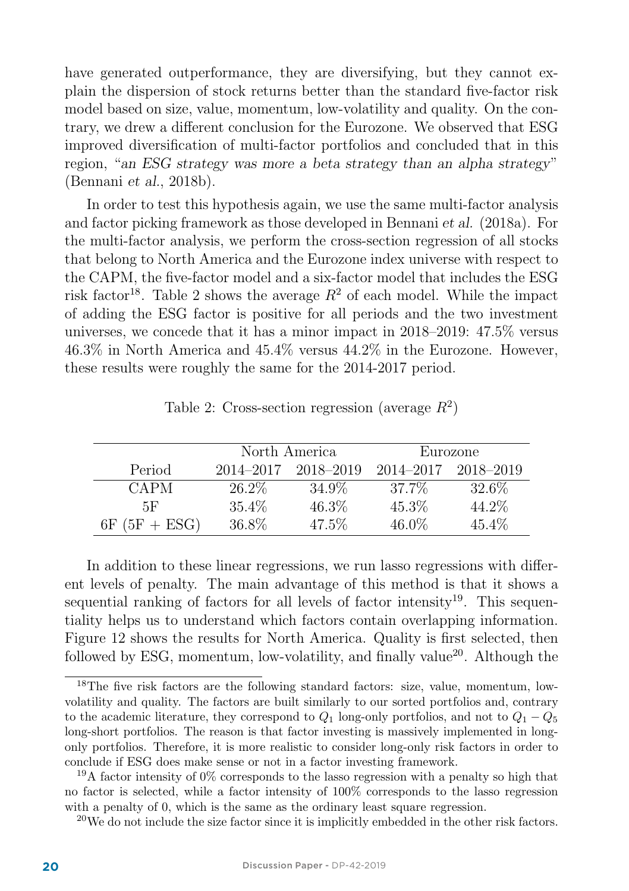have generated outperformance, they are diversifying, but they cannot explain the dispersion of stock returns better than the standard five-factor risk model based on size, value, momentum, low-volatility and quality. On the contrary, we drew a different conclusion for the Eurozone. We observed that ESG improved diversification of multi-factor portfolios and concluded that in this region, "*an ESG strategy was more a beta strategy than an alpha strategy*" (Bennani *et al.*, 2018b).

In order to test this hypothesis again, we use the same multi-factor analysis and factor picking framework as those developed in Bennani *et al.* (2018a). For the multi-factor analysis, we perform the cross-section regression of all stocks that belong to North America and the Eurozone index universe with respect to the CAPM, the five-factor model and a six-factor model that includes the ESG risk factor[18]. Table 2 shows the average $R^2$ of each model. While the impact of adding the ESG factor is positive for all periods and the two investment universes, we concede that it has a minor impact in 2018–2019: 47.5% versus 46.3% in North America and 45.4% versus 44.2% in the Eurozone. However, these results were roughly the same for the 2014-2017 period.

Table 2: Cross-section regression (average $R^2$)

| | North America | | Eurozone | |
|---|---|---|---|---|
| Period | 2014–2017 | 2018–2019 | 2014–2017 | 2018–2019 |
| CAPM | 26.2% | 34.9% | 37.7% | 32.6% |
| 5F | 35.4% | 46.3% | 45.3% | 44.2% |
| 6F (5F + ESG) | 36.8% | 47.5% | 46.0% | 45.4% |

In addition to these linear regressions, we run lasso regressions with different levels of penalty. The main advantage of this method is that it shows a sequential ranking of factors for all levels of factor intensity[19]. This sequentiality helps us to understand which factors contain overlapping information. Figure 12 shows the results for North America. Quality is first selected, then followed by ESG, momentum, low-volatility, and finally value[20]. Although the

[18] The five risk factors are the following standard factors: size, value, momentum, low-volatility and quality. The factors are built similarly to our sorted portfolios and, contrary to the academic literature, they correspond to $Q_1$ long-only portfolios, and not to $Q_1 - Q_5$ long-short portfolios. The reason is that factor investing is massively implemented in long-only portfolios. Therefore, it is more realistic to consider long-only risk factors in order to conclude if ESG does make sense or not in a factor investing framework.

[19] A factor intensity of 0% corresponds to the lasso regression with a penalty so high that no factor is selected, while a factor intensity of 100% corresponds to the lasso regression with a penalty of 0, which is the same as the ordinary least square regression.

[20] We do not include the size factor since it is implicitly embedded in the other risk factors.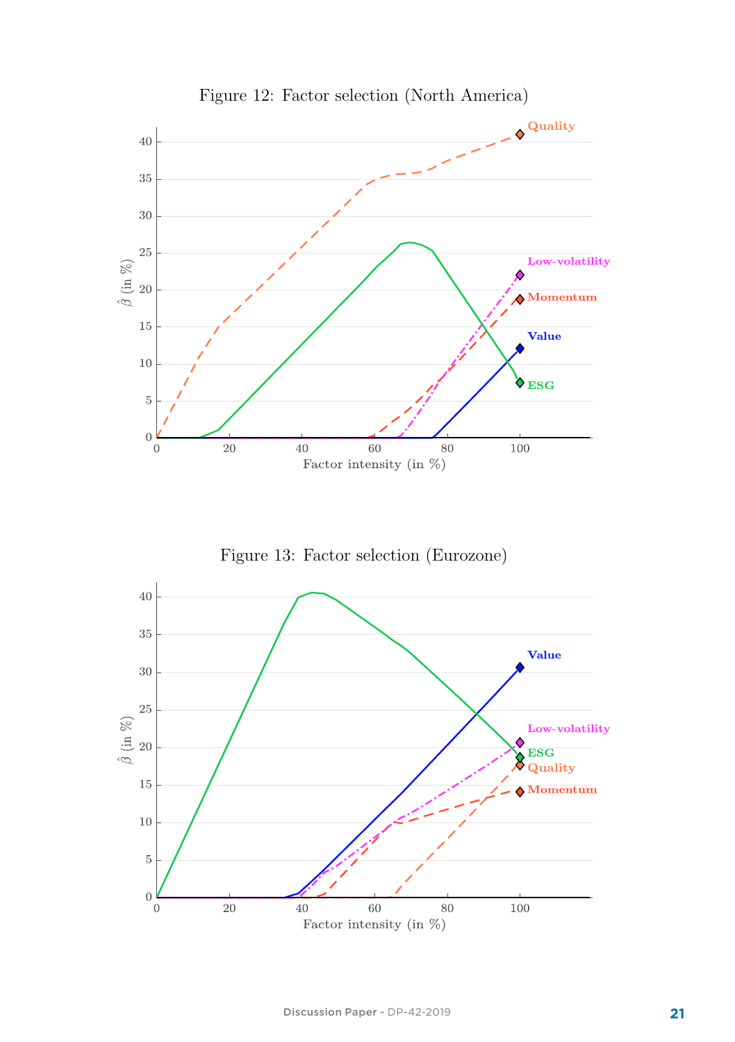Figure 12: Factor selection (North America)

Figure 13: Factor selection (Eurozone)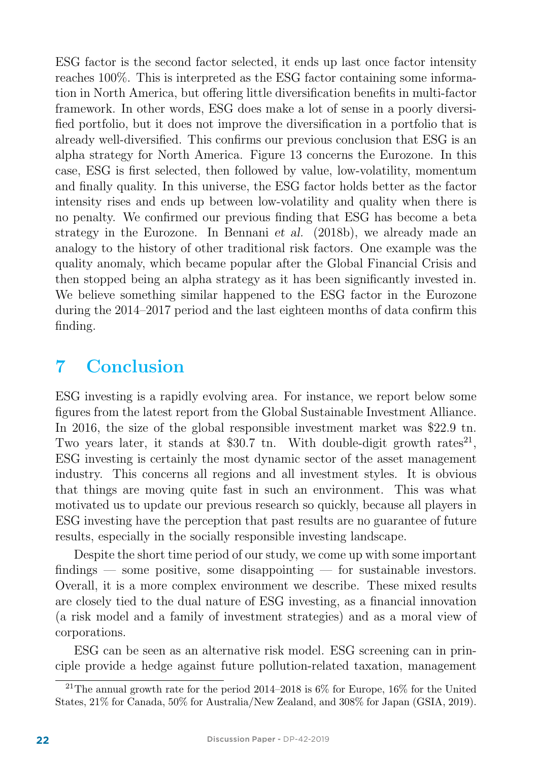ESG factor is the second factor selected, it ends up last once factor intensity reaches 100%. This is interpreted as the ESG factor containing some information in North America, but offering little diversification benefits in multi-factor framework. In other words, ESG does make a lot of sense in a poorly diversified portfolio, but it does not improve the diversification in a portfolio that is already well-diversified. This confirms our previous conclusion that ESG is an alpha strategy for North America. Figure 13 concerns the Eurozone. In this case, ESG is first selected, then followed by value, low-volatility, momentum and finally quality. In this universe, the ESG factor holds better as the factor intensity rises and ends up between low-volatility and quality when there is no penalty. We confirmed our previous finding that ESG has become a beta strategy in the Eurozone. In Bennani *et al.* (2018b), we already made an analogy to the history of other traditional risk factors. One example was the quality anomaly, which became popular after the Global Financial Crisis and then stopped being an alpha strategy as it has been significantly invested in. We believe something similar happened to the ESG factor in the Eurozone during the 2014–2017 period and the last eighteen months of data confirm this finding.

# 7 Conclusion

ESG investing is a rapidly evolving area. For instance, we report below some figures from the latest report from the Global Sustainable Investment Alliance. In 2016, the size of the global responsible investment market was \$22.9 tn. Two years later, it stands at \$30.7 tn. With double-digit growth rates[21], ESG investing is certainly the most dynamic sector of the asset management industry. This concerns all regions and all investment styles. It is obvious that things are moving quite fast in such an environment. This was what motivated us to update our previous research so quickly, because all players in ESG investing have the perception that past results are no guarantee of future results, especially in the socially responsible investing landscape.

Despite the short time period of our study, we come up with some important findings — some positive, some disappointing — for sustainable investors. Overall, it is a more complex environment we describe. These mixed results are closely tied to the dual nature of ESG investing, as a financial innovation (a risk model and a family of investment strategies) and as a moral view of corporations.

ESG can be seen as an alternative risk model. ESG screening can in principle provide a hedge against future pollution-related taxation, management

[21] The annual growth rate for the period 2014–2018 is 6% for Europe, 16% for the United States, 21% for Canada, 50% for Australia/New Zealand, and 308% for Japan (GSIA, 2019).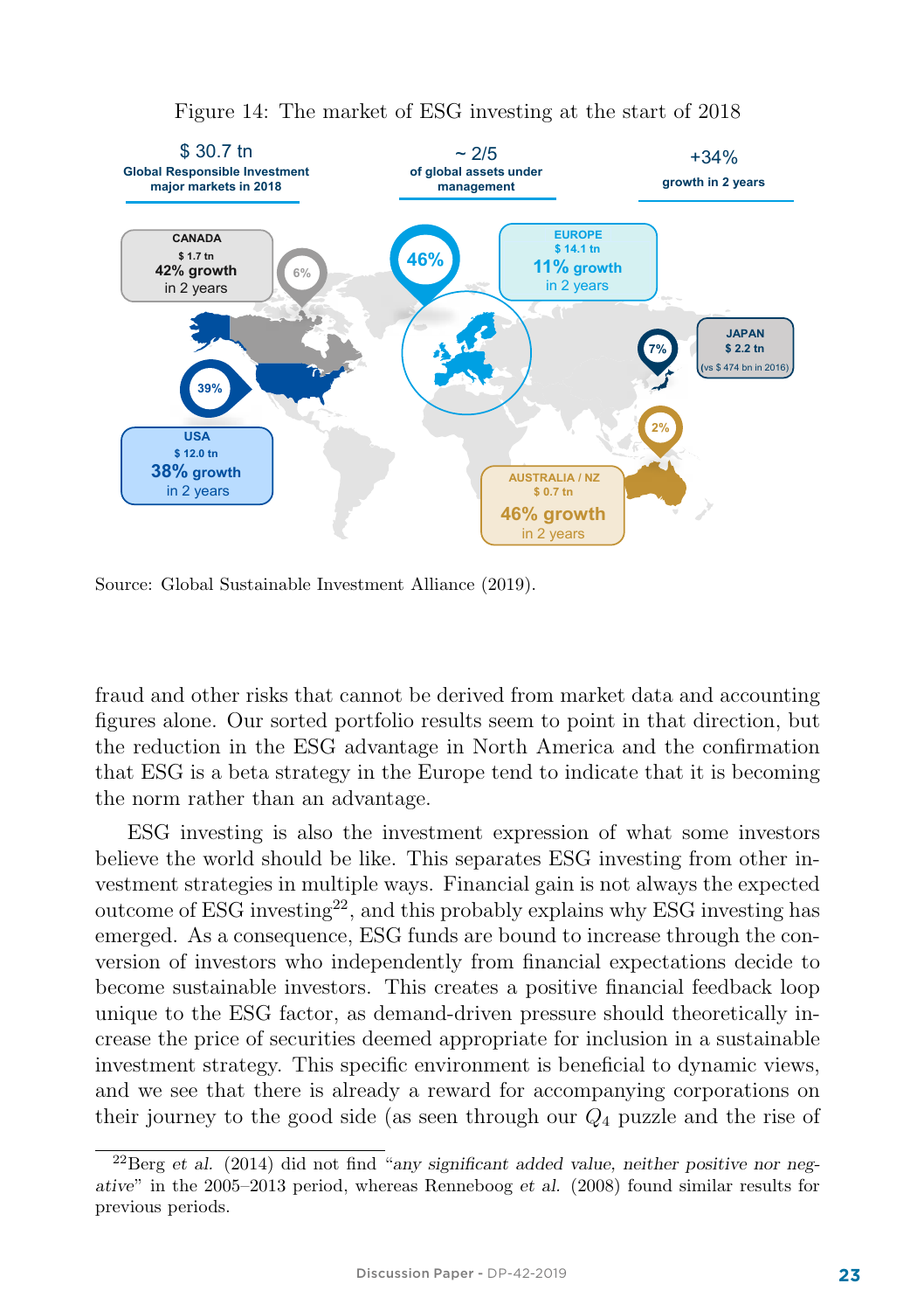Figure 14: The market of ESG investing at the start of 2018

$ 30.7 tn
Global Responsible Investment major markets in 2018

~ 2/5
of global assets under management

+34%
growth in 2 years

CANADA
$ 1.7 tn
42% growth
in 2 years

6%

46%

EUROPE
$ 14.1 tn
11% growth
in 2 years

JAPAN
$ 2.2 tn
(vs $ 474 bn in 2016)

7%

39%

2%

USA
$ 12.0 tn
38% growth
in 2 years

AUSTRALIA / NZ
$ 0.7 tn
46% growth
in 2 years

Source: Global Sustainable Investment Alliance (2019).

fraud and other risks that cannot be derived from market data and accounting figures alone. Our sorted portfolio results seem to point in that direction, but the reduction in the ESG advantage in North America and the confirmation that ESG is a beta strategy in the Europe tend to indicate that it is becoming the norm rather than an advantage.

ESG investing is also the investment expression of what some investors believe the world should be like. This separates ESG investing from other investment strategies in multiple ways. Financial gain is not always the expected outcome of ESG investing[22], and this probably explains why ESG investing has emerged. As a consequence, ESG funds are bound to increase through the conversion of investors who independently from financial expectations decide to become sustainable investors. This creates a positive financial feedback loop unique to the ESG factor, as demand-driven pressure should theoretically increase the price of securities deemed appropriate for inclusion in a sustainable investment strategy. This specific environment is beneficial to dynamic views, and we see that there is already a reward for accompanying corporations on their journey to the good side (as seen through our $Q_4$ puzzle and the rise of

[22] Berg *et al.* (2014) did not find "*any significant added value, neither positive nor negative*" in the 2005–2013 period, whereas Renneboog *et al.* (2008) found similar results for previous periods.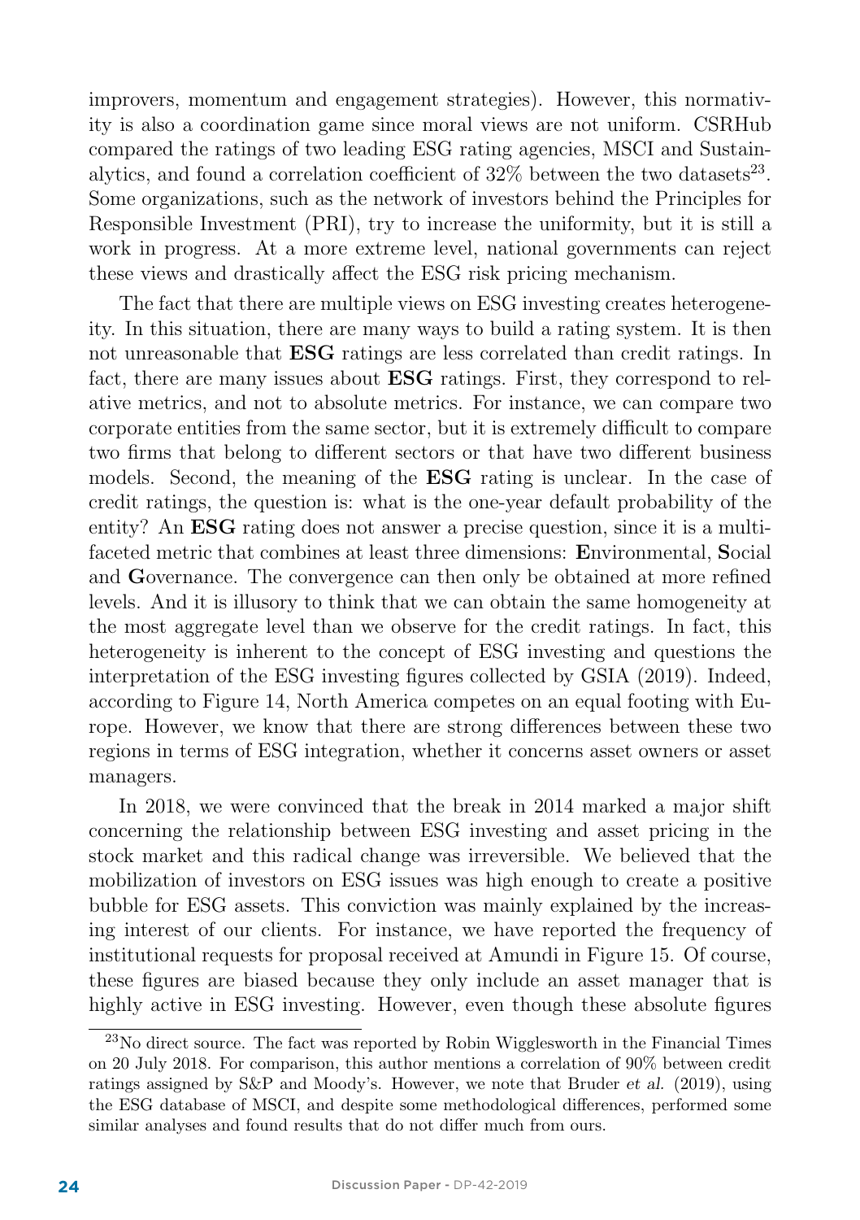improvers, momentum and engagement strategies). However, this normativity is also a coordination game since moral views are not uniform. CSRHub compared the ratings of two leading ESG rating agencies, MSCI and Sustainalytics, and found a correlation coefficient of 32% between the two datasets[23]. Some organizations, such as the network of investors behind the Principles for Responsible Investment (PRI), try to increase the uniformity, but it is still a work in progress. At a more extreme level, national governments can reject these views and drastically affect the ESG risk pricing mechanism.

The fact that there are multiple views on ESG investing creates heterogeneity. In this situation, there are many ways to build a rating system. It is then not unreasonable that **ESG** ratings are less correlated than credit ratings. In fact, there are many issues about **ESG** ratings. First, they correspond to relative metrics, and not to absolute metrics. For instance, we can compare two corporate entities from the same sector, but it is extremely difficult to compare two firms that belong to different sectors or that have two different business models. Second, the meaning of the **ESG** rating is unclear. In the case of credit ratings, the question is: what is the one-year default probability of the entity? An **ESG** rating does not answer a precise question, since it is a multi-faceted metric that combines at least three dimensions: **E**nvironmental, **S**ocial and **G**overnance. The convergence can then only be obtained at more refined levels. And it is illusory to think that we can obtain the same homogeneity at the most aggregate level than we observe for the credit ratings. In fact, this heterogeneity is inherent to the concept of ESG investing and questions the interpretation of the ESG investing figures collected by GSIA (2019). Indeed, according to Figure 14, North America competes on an equal footing with Europe. However, we know that there are strong differences between these two regions in terms of ESG integration, whether it concerns asset owners or asset managers.

In 2018, we were convinced that the break in 2014 marked a major shift concerning the relationship between ESG investing and asset pricing in the stock market and this radical change was irreversible. We believed that the mobilization of investors on ESG issues was high enough to create a positive bubble for ESG assets. This conviction was mainly explained by the increasing interest of our clients. For instance, we have reported the frequency of institutional requests for proposal received at Amundi in Figure 15. Of course, these figures are biased because they only include an asset manager that is highly active in ESG investing. However, even though these absolute figures

[23] No direct source. The fact was reported by Robin Wigglesworth in the Financial Times on 20 July 2018. For comparison, this author mentions a correlation of 90% between credit ratings assigned by S&P and Moody's. However, we note that Bruder *et al.* (2019), using the ESG database of MSCI, and despite some methodological differences, performed some similar analyses and found results that do not differ much from ours.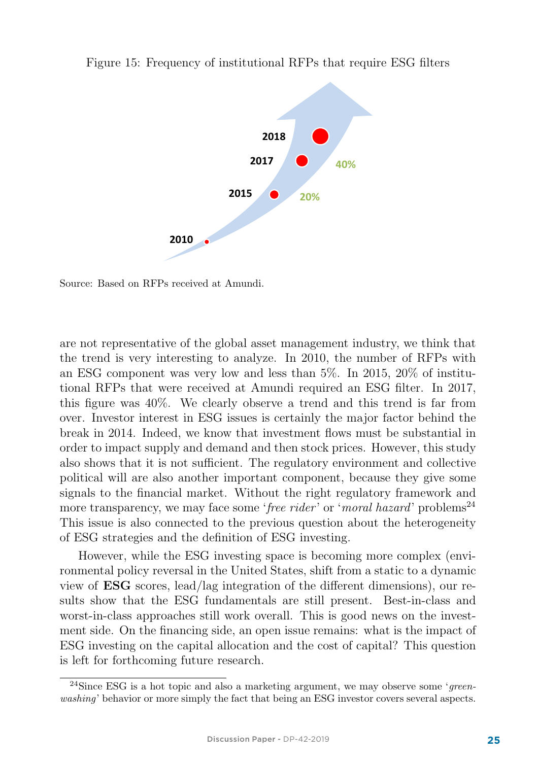Figure 15: Frequency of institutional RFPs that require ESG filters

Source: Based on RFPs received at Amundi.

are not representative of the global asset management industry, we think that the trend is very interesting to analyze. In 2010, the number of RFPs with an ESG component was very low and less than 5%. In 2015, 20% of institutional RFPs that were received at Amundi required an ESG filter. In 2017, this figure was 40%. We clearly observe a trend and this trend is far from over. Investor interest in ESG issues is certainly the major factor behind the break in 2014. Indeed, we know that investment flows must be substantial in order to impact supply and demand and then stock prices. However, this study also shows that it is not sufficient. The regulatory environment and collective political will are also another important component, because they give some signals to the financial market. Without the right regulatory framework and more transparency, we may face some '*free rider*' or '*moral hazard*' problems[24] This issue is also connected to the previous question about the heterogeneity of ESG strategies and the definition of ESG investing.

However, while the ESG investing space is becoming more complex (environmental policy reversal in the United States, shift from a static to a dynamic view of **ESG** scores, lead/lag integration of the different dimensions), our results show that the ESG fundamentals are still present. Best-in-class and worst-in-class approaches still work overall. This is good news on the investment side. On the financing side, an open issue remains: what is the impact of ESG investing on the capital allocation and the cost of capital? This question is left for forthcoming future research.

[24] Since ESG is a hot topic and also a marketing argument, we may observe some '*greenwashing*' behavior or more simply the fact that being an ESG investor covers several aspects.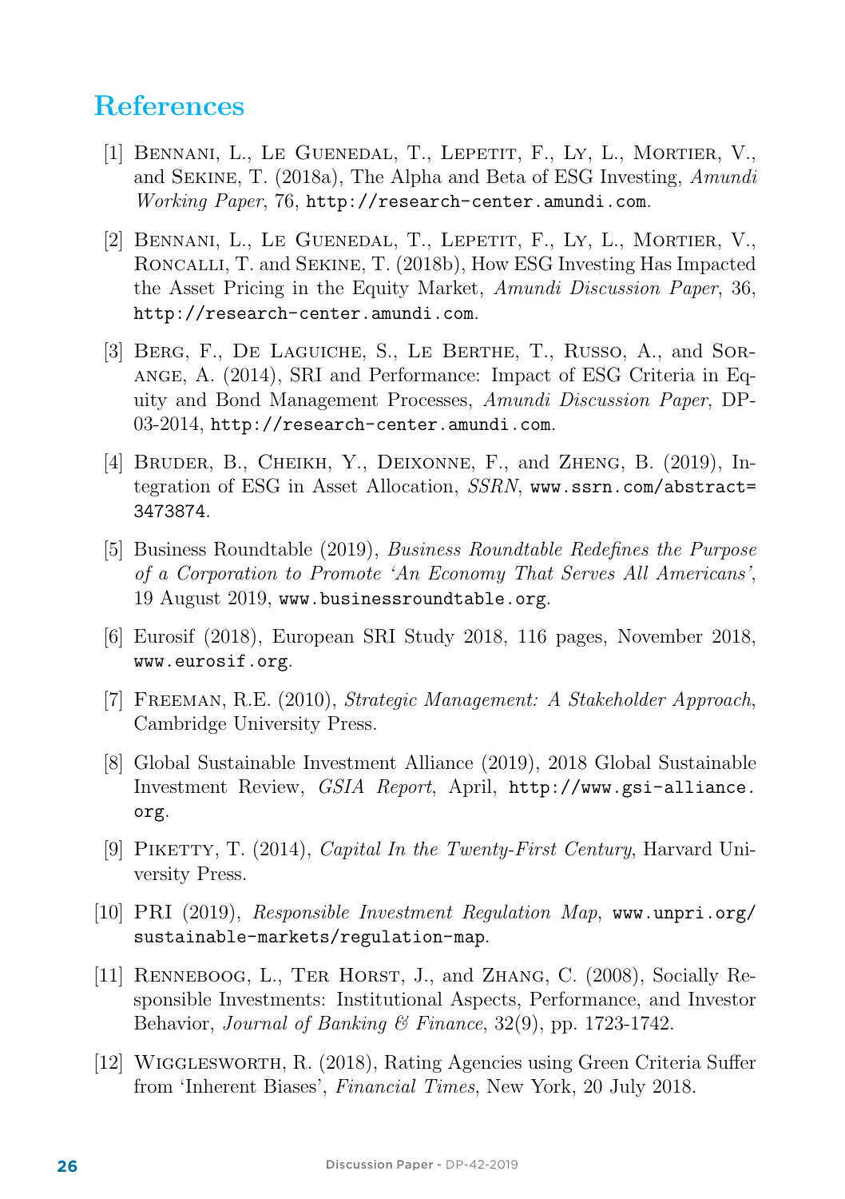## References

[1] Bennani, L., Le Guenedal, T., Lepetit, F., Ly, L., Mortier, V., and Sekine, T. (2018a), The Alpha and Beta of ESG Investing, *Amundi Working Paper*, 76, http://research-center.amundi.com.

[2] Bennani, L., Le Guenedal, T., Lepetit, F., Ly, L., Mortier, V., Roncalli, T. and Sekine, T. (2018b), How ESG Investing Has Impacted the Asset Pricing in the Equity Market, *Amundi Discussion Paper*, 36, http://research-center.amundi.com.

[3] Berg, F., De Laguiche, S., Le Berthe, T., Russo, A., and Sorange, A. (2014), SRI and Performance: Impact of ESG Criteria in Equity and Bond Management Processes, *Amundi Discussion Paper*, DP-03-2014, http://research-center.amundi.com.

[4] Bruder, B., Cheikh, Y., Deixonne, F., and Zheng, B. (2019), Integration of ESG in Asset Allocation, *SSRN*, www.ssrn.com/abstract=3473874.

[5] Business Roundtable (2019), *Business Roundtable Redefines the Purpose of a Corporation to Promote 'An Economy That Serves All Americans'*, 19 August 2019, www.businessroundtable.org.

[6] Eurosif (2018), European SRI Study 2018, 116 pages, November 2018, www.eurosif.org.

[7] Freeman, R.E. (2010), *Strategic Management: A Stakeholder Approach*, Cambridge University Press.

[8] Global Sustainable Investment Alliance (2019), 2018 Global Sustainable Investment Review, *GSIA Report*, April, http://www.gsi-alliance.org.

[9] Piketty, T. (2014), *Capital In the Twenty-First Century*, Harvard University Press.

[10] PRI (2019), *Responsible Investment Regulation Map*, www.unpri.org/sustainable-markets/regulation-map.

[11] Renneboog, L., Ter Horst, J., and Zhang, C. (2008), Socially Responsible Investments: Institutional Aspects, Performance, and Investor Behavior, *Journal of Banking & Finance*, 32(9), pp. 1723-1742.

[12] Wigglesworth, R. (2018), Rating Agencies using Green Criteria Suffer from 'Inherent Biases', *Financial Times*, New York, 20 July 2018.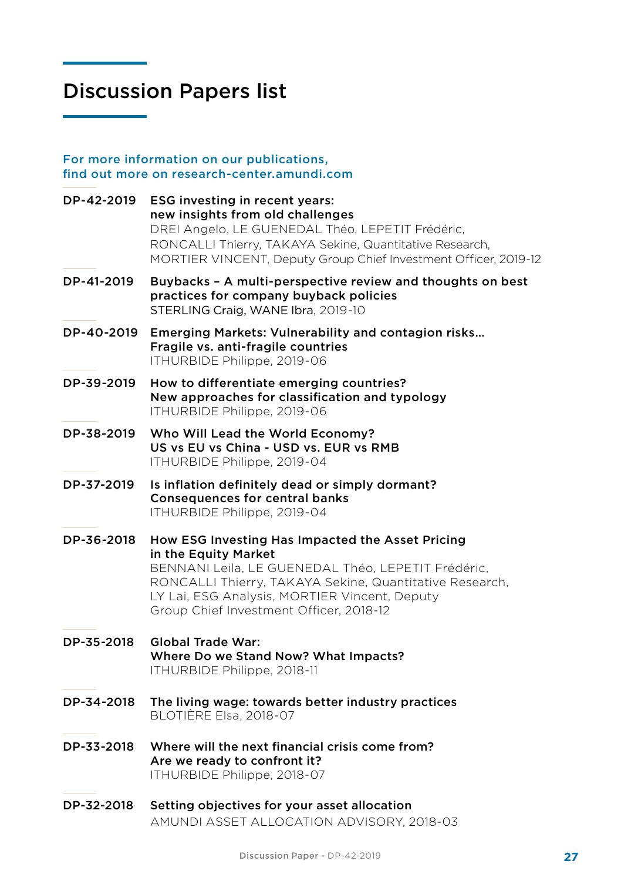# Discussion Papers list

For more information on our publications,
find out more on research-center.amundi.com

**DP-42-2019** **ESG investing in recent years: new insights from old challenges**
DREI Angelo, LE GUENEDAL Théo, LEPETIT Frédéric, RONCALLI Thierry, TAKAYA Sekine, Quantitative Research, MORTIER VINCENT, Deputy Group Chief Investment Officer, 2019-12

**DP-41-2019** **Buybacks – A multi-perspective review and thoughts on best practices for company buyback policies**
STERLING Craig, WANE Ibra, 2019-10

**DP-40-2019** **Emerging Markets: Vulnerability and contagion risks... Fragile vs. anti-fragile countries**
ITHURBIDE Philippe, 2019-06

**DP-39-2019** **How to differentiate emerging countries? New approaches for classification and typology**
ITHURBIDE Philippe, 2019-06

**DP-38-2019** **Who Will Lead the World Economy? US vs EU vs China - USD vs. EUR vs RMB**
ITHURBIDE Philippe, 2019-04

**DP-37-2019** **Is inflation definitely dead or simply dormant? Consequences for central banks**
ITHURBIDE Philippe, 2019-04

**DP-36-2018** **How ESG Investing Has Impacted the Asset Pricing in the Equity Market**
BENNANI Leila, LE GUENEDAL Théo, LEPETIT Frédéric, RONCALLI Thierry, TAKAYA Sekine, Quantitative Research, LY Lai, ESG Analysis, MORTIER Vincent, Deputy Group Chief Investment Officer, 2018-12

**DP-35-2018** **Global Trade War: Where Do we Stand Now? What Impacts?**
ITHURBIDE Philippe, 2018-11

**DP-34-2018** **The living wage: towards better industry practices**
BLOTIÈRE Elsa, 2018-07

**DP-33-2018** **Where will the next financial crisis come from? Are we ready to confront it?**
ITHURBIDE Philippe, 2018-07

**DP-32-2018** **Setting objectives for your asset allocation**
AMUNDI ASSET ALLOCATION ADVISORY, 2018-03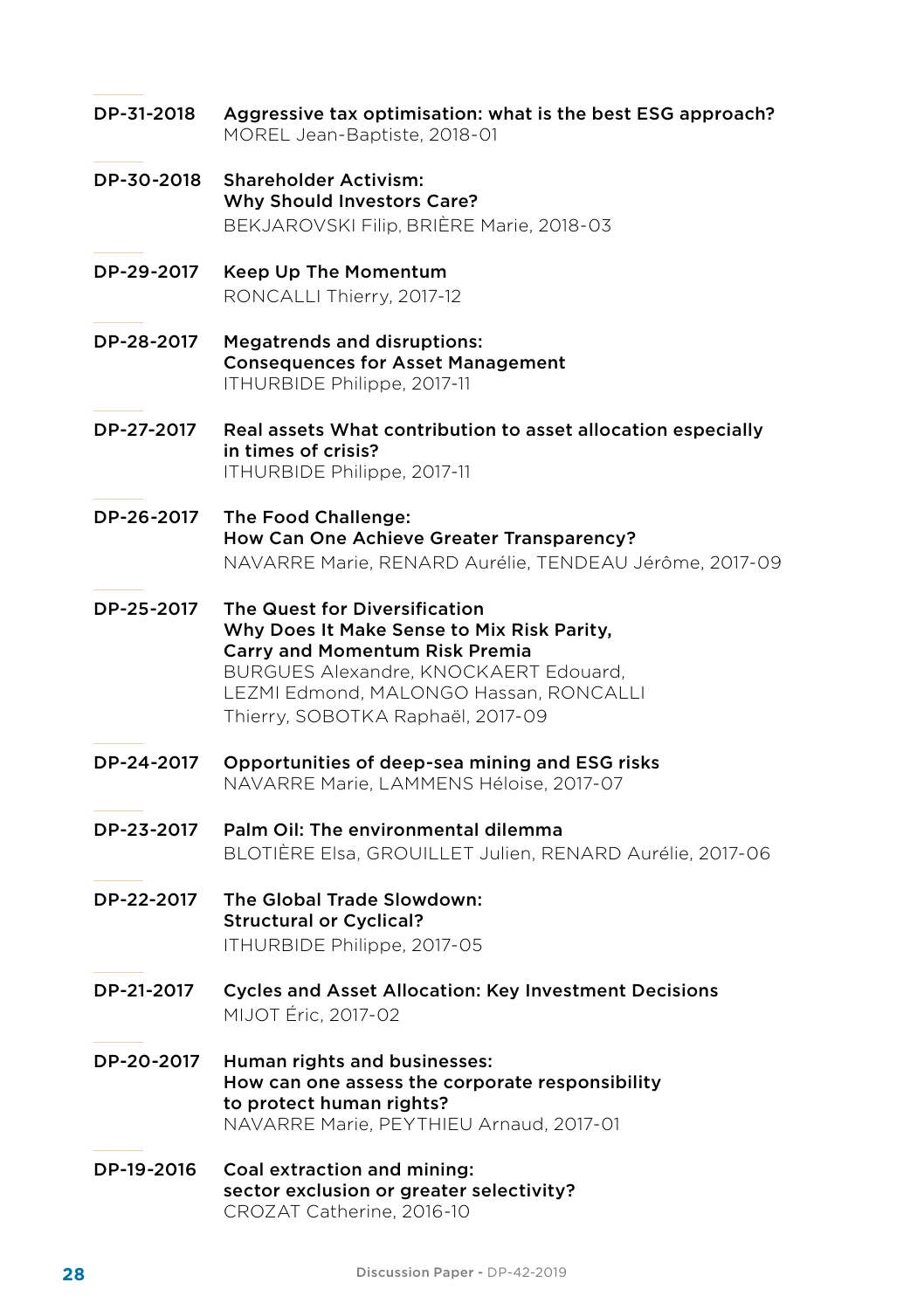**DP-31-2018** **Aggressive tax optimisation: what is the best ESG approach?**
MOREL Jean-Baptiste, 2018-01

**DP-30-2018** **Shareholder Activism:**
**Why Should Investors Care?**
BEKJAROVSKI Filip, BRIÈRE Marie, 2018-03

**DP-29-2017** **Keep Up The Momentum**
RONCALLI Thierry, 2017-12

**DP-28-2017** **Megatrends and disruptions:**
**Consequences for Asset Management**
ITHURBIDE Philippe, 2017-11

**DP-27-2017** **Real assets What contribution to asset allocation especially in times of crisis?**
ITHURBIDE Philippe, 2017-11

**DP-26-2017** **The Food Challenge:**
**How Can One Achieve Greater Transparency?**
NAVARRE Marie, RENARD Aurélie, TENDEAU Jérôme, 2017-09

**DP-25-2017** **The Quest for Diversification**
**Why Does It Make Sense to Mix Risk Parity,**
**Carry and Momentum Risk Premia**
BURGUES Alexandre, KNOCKAERT Edouard, LEZMI Edmond, MALONGO Hassan, RONCALLI Thierry, SOBOTKA Raphaël, 2017-09

**DP-24-2017** **Opportunities of deep-sea mining and ESG risks**
NAVARRE Marie, LAMMENS Héloise, 2017-07

**DP-23-2017** **Palm Oil: The environmental dilemma**
BLOTIÈRE Elsa, GROUILLET Julien, RENARD Aurélie, 2017-06

**DP-22-2017** **The Global Trade Slowdown:**
**Structural or Cyclical?**
ITHURBIDE Philippe, 2017-05

**DP-21-2017** **Cycles and Asset Allocation: Key Investment Decisions**
MIJOT Éric, 2017-02

**DP-20-2017** **Human rights and businesses:**
**How can one assess the corporate responsibility to protect human rights?**
NAVARRE Marie, PEYTHIEU Arnaud, 2017-01

**DP-19-2016** **Coal extraction and mining:**
**sector exclusion or greater selectivity?**
CROZAT Catherine, 2016-10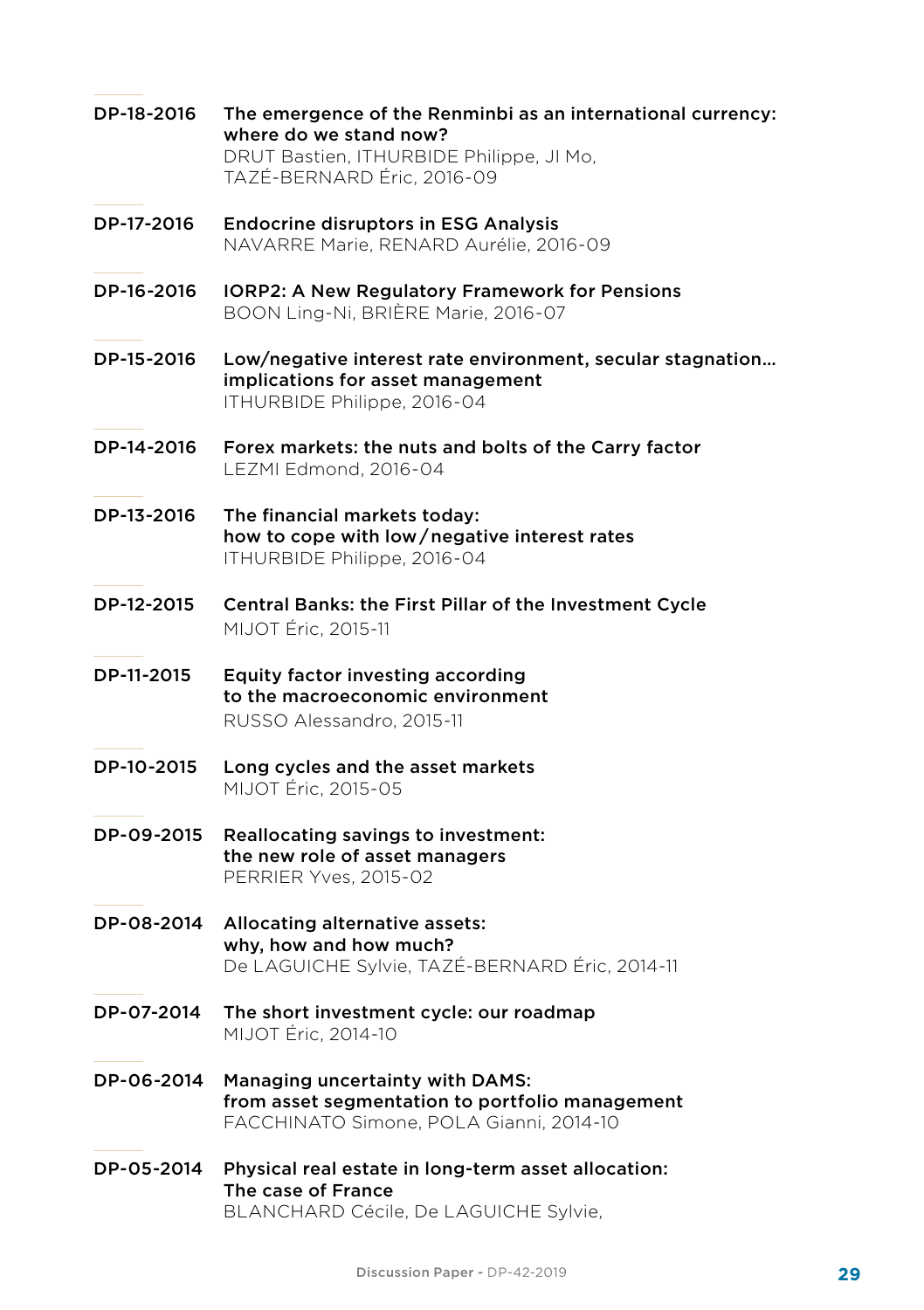**DP-18-2016** **The emergence of the Renminbi as an international currency: where do we stand now?**
DRUT Bastien, ITHURBIDE Philippe, JI Mo, TAZÉ-BERNARD Éric, 2016-09

**DP-17-2016** **Endocrine disruptors in ESG Analysis**
NAVARRE Marie, RENARD Aurélie, 2016-09

**DP-16-2016** **IORP2: A New Regulatory Framework for Pensions**
BOON Ling-Ni, BRIÈRE Marie, 2016-07

**DP-15-2016** **Low/negative interest rate environment, secular stagnation… implications for asset management**
ITHURBIDE Philippe, 2016-04

**DP-14-2016** **Forex markets: the nuts and bolts of the Carry factor**
LEZMI Edmond, 2016-04

**DP-13-2016** **The financial markets today: how to cope with low/negative interest rates**
ITHURBIDE Philippe, 2016-04

**DP-12-2015** **Central Banks: the First Pillar of the Investment Cycle**
MIJOT Éric, 2015-11

**DP-11-2015** **Equity factor investing according to the macroeconomic environment**
RUSSO Alessandro, 2015-11

**DP-10-2015** **Long cycles and the asset markets**
MIJOT Éric, 2015-05

**DP-09-2015** **Reallocating savings to investment: the new role of asset managers**
PERRIER Yves, 2015-02

**DP-08-2014** **Allocating alternative assets: why, how and how much?**
De LAGUICHE Sylvie, TAZÉ-BERNARD Éric, 2014-11

**DP-07-2014** **The short investment cycle: our roadmap**
MIJOT Éric, 2014-10

**DP-06-2014** **Managing uncertainty with DAMS: from asset segmentation to portfolio management**
FACCHINATO Simone, POLA Gianni, 2014-10

**DP-05-2014** **Physical real estate in long-term asset allocation: The case of France**
BLANCHARD Cécile, De LAGUICHE Sylvie,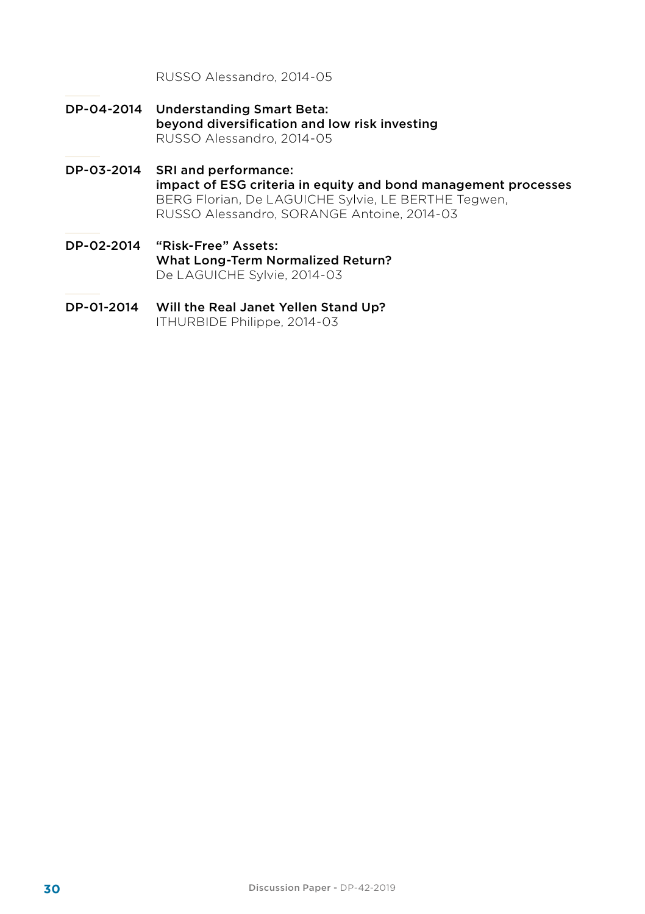RUSSO Alessandro, 2014-05

**DP-04-2014** **Understanding Smart Beta: beyond diversification and low risk investing**
RUSSO Alessandro, 2014-05

**DP-03-2014** **SRI and performance: impact of ESG criteria in equity and bond management processes**
BERG Florian, De LAGUICHE Sylvie, LE BERTHE Tegwen, RUSSO Alessandro, SORANGE Antoine, 2014-03

**DP-02-2014** **“Risk-Free” Assets: What Long-Term Normalized Return?**
De LAGUICHE Sylvie, 2014-03

**DP-01-2014** **Will the Real Janet Yellen Stand Up?**
ITHURBIDE Philippe, 2014-03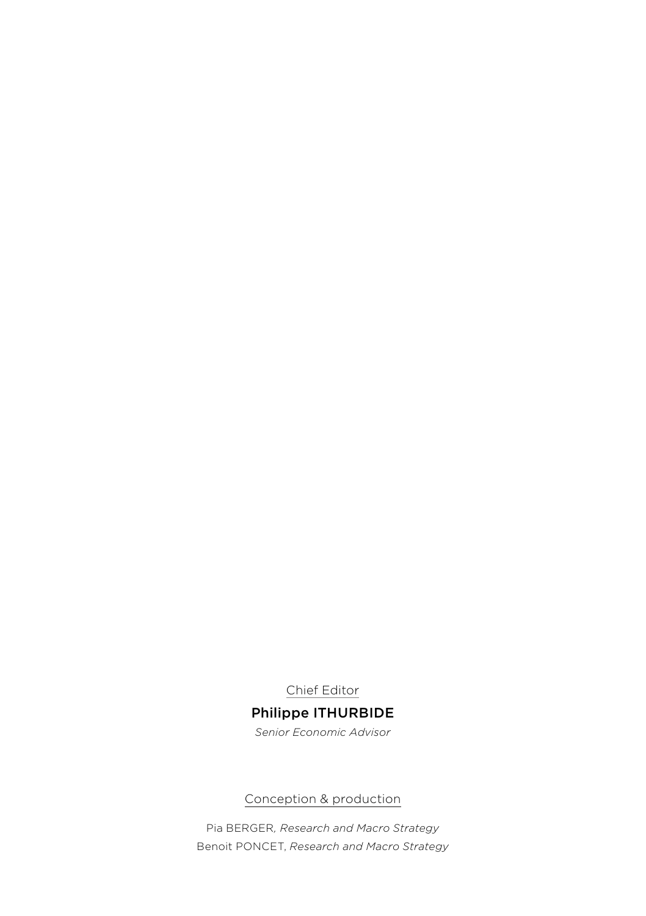Chief Editor

**Philippe ITHURBIDE**

*Senior Economic Advisor*

Conception & production

Pia BERGER, *Research and Macro Strategy*

Benoit PONCET, *Research and Macro Strategy*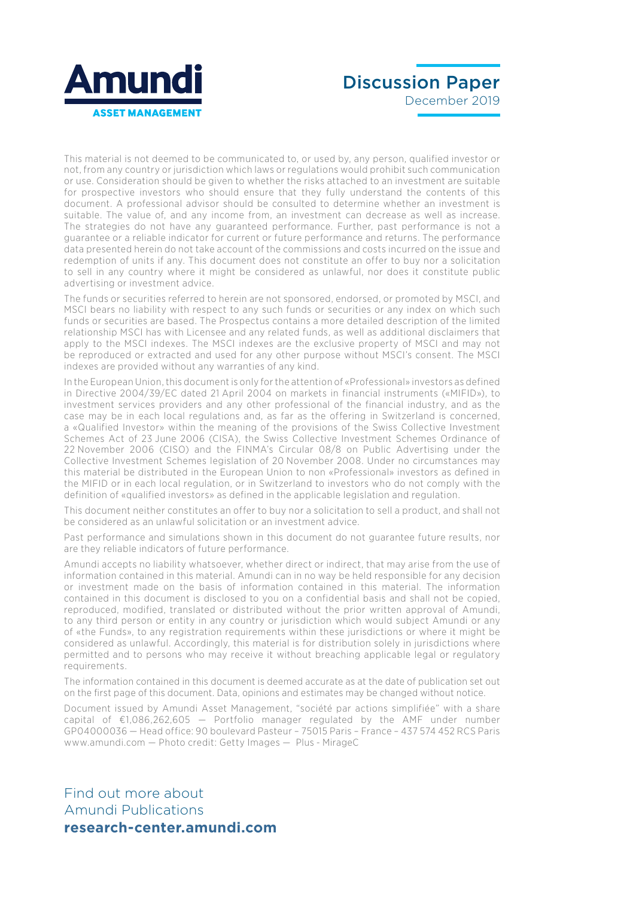Amundi
ASSET MANAGEMENT

# Discussion Paper

December 2019

This material is not deemed to be communicated to, or used by, any person, qualified investor or not, from any country or jurisdiction which laws or regulations would prohibit such communication or use. Consideration should be given to whether the risks attached to an investment are suitable for prospective investors who should ensure that they fully understand the contents of this document. A professional advisor should be consulted to determine whether an investment is suitable. The value of, and any income from, an investment can decrease as well as increase. The strategies do not have any guaranteed performance. Further, past performance is not a guarantee or a reliable indicator for current or future performance and returns. The performance data presented herein do not take account of the commissions and costs incurred on the issue and redemption of units if any. This document does not constitute an offer to buy nor a solicitation to sell in any country where it might be considered as unlawful, nor does it constitute public advertising or investment advice.

The funds or securities referred to herein are not sponsored, endorsed, or promoted by MSCI, and MSCI bears no liability with respect to any such funds or securities or any index on which such funds or securities are based. The Prospectus contains a more detailed description of the limited relationship MSCI has with Licensee and any related funds, as well as additional disclaimers that apply to the MSCI indexes. The MSCI indexes are the exclusive property of MSCI and may not be reproduced or extracted and used for any other purpose without MSCI's consent. The MSCI indexes are provided without any warranties of any kind.

In the European Union, this document is only for the attention of «Professional» investors as defined in Directive 2004/39/EC dated 21 April 2004 on markets in financial instruments («MIFID»), to investment services providers and any other professional of the financial industry, and as the case may be in each local regulations and, as far as the offering in Switzerland is concerned, a «Qualified Investor» within the meaning of the provisions of the Swiss Collective Investment Schemes Act of 23 June 2006 (CISA), the Swiss Collective Investment Schemes Ordinance of 22 November 2006 (CISO) and the FINMA's Circular 08/8 on Public Advertising under the Collective Investment Schemes legislation of 20 November 2008. Under no circumstances may this material be distributed in the European Union to non «Professional» investors as defined in the MIFID or in each local regulation, or in Switzerland to investors who do not comply with the definition of «qualified investors» as defined in the applicable legislation and regulation.

This document neither constitutes an offer to buy nor a solicitation to sell a product, and shall not be considered as an unlawful solicitation or an investment advice.

Past performance and simulations shown in this document do not guarantee future results, nor are they reliable indicators of future performance.

Amundi accepts no liability whatsoever, whether direct or indirect, that may arise from the use of information contained in this material. Amundi can in no way be held responsible for any decision or investment made on the basis of information contained in this material. The information contained in this document is disclosed to you on a confidential basis and shall not be copied, reproduced, modified, translated or distributed without the prior written approval of Amundi, to any third person or entity in any country or jurisdiction which would subject Amundi or any of «the Funds», to any registration requirements within these jurisdictions or where it might be considered as unlawful. Accordingly, this material is for distribution solely in jurisdictions where permitted and to persons who may receive it without breaching applicable legal or regulatory requirements.

The information contained in this document is deemed accurate as at the date of publication set out on the first page of this document. Data, opinions and estimates may be changed without notice.

Document issued by Amundi Asset Management, "société par actions simplifiée" with a share capital of €1,086,262,605 — Portfolio manager regulated by the AMF under number GP04000036 — Head office: 90 boulevard Pasteur – 75015 Paris – France – 437 574 452 RCS Paris www.amundi.com — Photo credit: Getty Images — Plus - MirageC

Find out more about
Amundi Publications
**research-center.amundi.com**